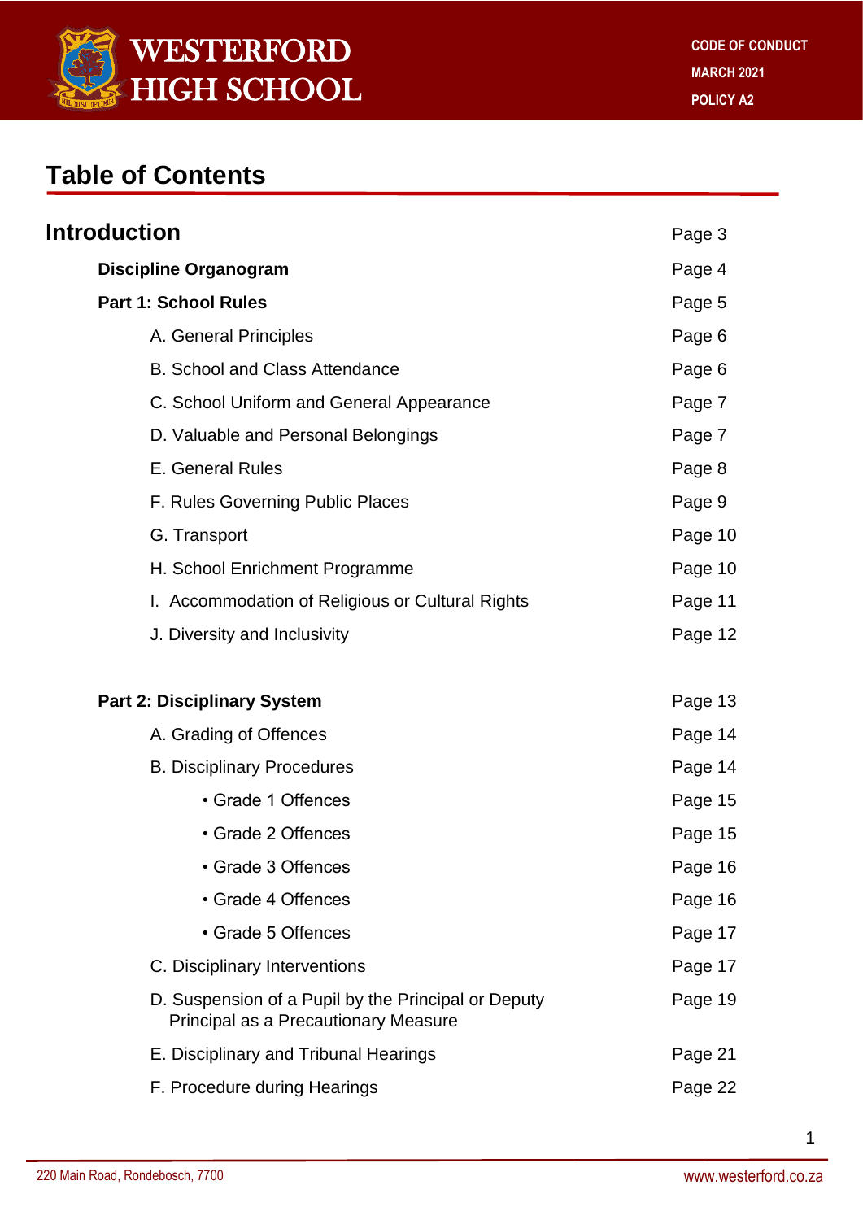# Table of Contents

| | |
|---|---|
| **Introduction** | Page 3 |
| **Discipline Organogram** | Page 4 |
| **Part 1: School Rules** | Page 5 |
| A. General Principles | Page 6 |
| B. School and Class Attendance | Page 6 |
| C. School Uniform and General Appearance | Page 7 |
| D. Valuable and Personal Belongings | Page 7 |
| E. General Rules | Page 8 |
| F. Rules Governing Public Places | Page 9 |
| G. Transport | Page 10 |
| H. School Enrichment Programme | Page 10 |
| I. Accommodation of Religious or Cultural Rights | Page 11 |
| J. Diversity and Inclusivity | Page 12 |
| **Part 2: Disciplinary System** | Page 13 |
| A. Grading of Offences | Page 14 |
| B. Disciplinary Procedures | Page 14 |
| • Grade 1 Offences | Page 15 |
| • Grade 2 Offences | Page 15 |
| • Grade 3 Offences | Page 16 |
| • Grade 4 Offences | Page 16 |
| • Grade 5 Offences | Page 17 |
| C. Disciplinary Interventions | Page 17 |
| D. Suspension of a Pupil by the Principal or Deputy Principal as a Precautionary Measure | Page 19 |
| E. Disciplinary and Tribunal Hearings | Page 21 |
| F. Procedure during Hearings | Page 22 |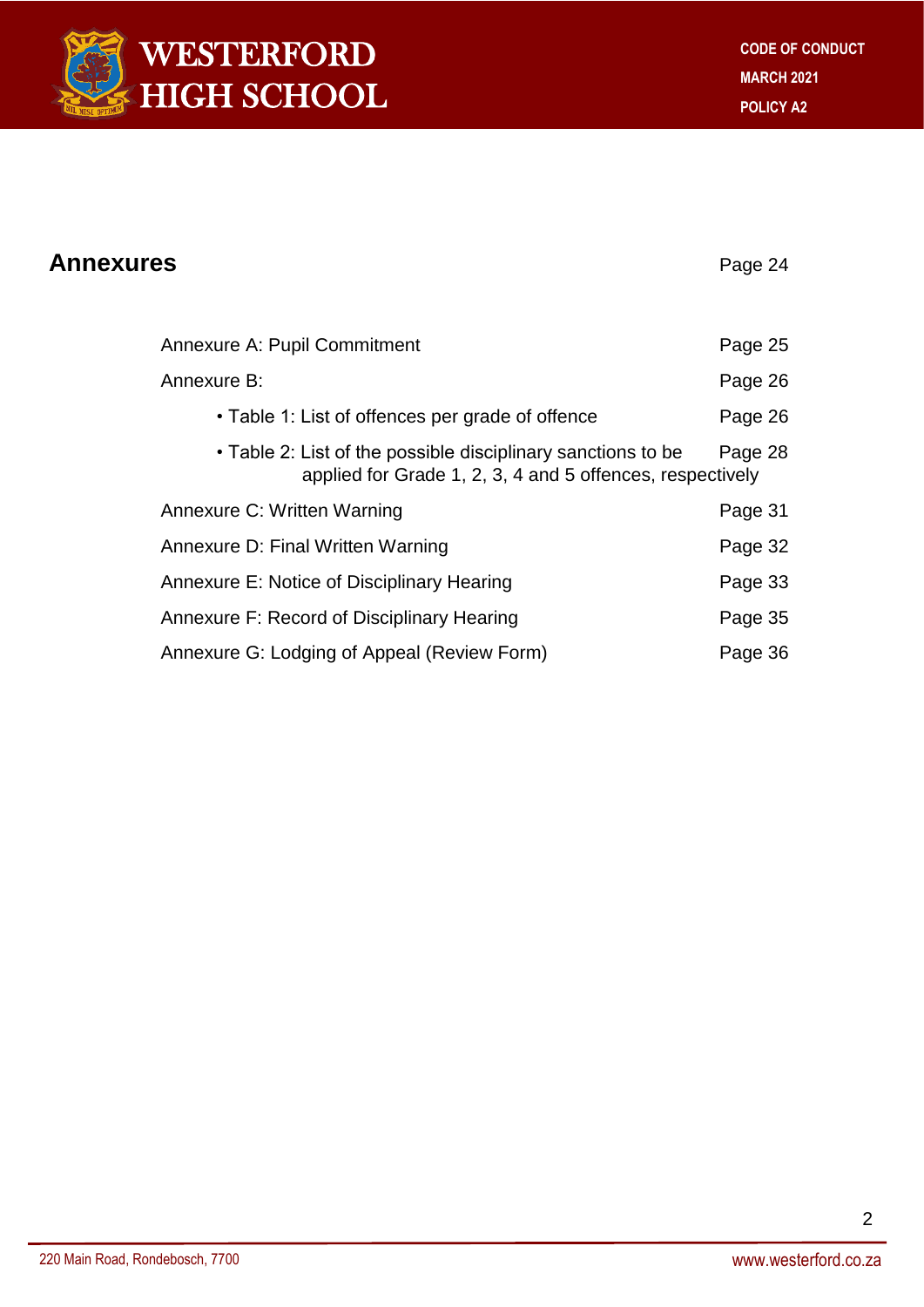## Annexures

Page 24

| | |
|---|---|
| Annexure A: Pupil Commitment | Page 25 |
| Annexure B: | Page 26 |
| • Table 1: List of offences per grade of offence | Page 26 |
| • Table 2: List of the possible disciplinary sanctions to be applied for Grade 1, 2, 3, 4 and 5 offences, respectively | Page 28 |
| Annexure C: Written Warning | Page 31 |
| Annexure D: Final Written Warning | Page 32 |
| Annexure E: Notice of Disciplinary Hearing | Page 33 |
| Annexure F: Record of Disciplinary Hearing | Page 35 |
| Annexure G: Lodging of Appeal (Review Form) | Page 36 |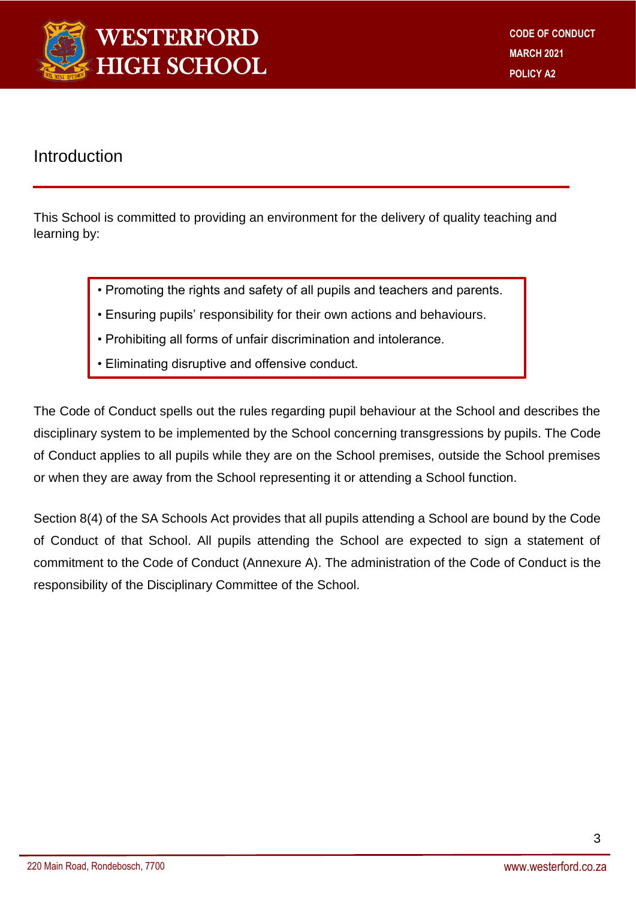## Introduction

This School is committed to providing an environment for the delivery of quality teaching and learning by:

- Promoting the rights and safety of all pupils and teachers and parents.
- Ensuring pupils' responsibility for their own actions and behaviours.
- Prohibiting all forms of unfair discrimination and intolerance.
- Eliminating disruptive and offensive conduct.

The Code of Conduct spells out the rules regarding pupil behaviour at the School and describes the disciplinary system to be implemented by the School concerning transgressions by pupils. The Code of Conduct applies to all pupils while they are on the School premises, outside the School premises or when they are away from the School representing it or attending a School function.

Section 8(4) of the SA Schools Act provides that all pupils attending a School are bound by the Code of Conduct of that School. All pupils attending the School are expected to sign a statement of commitment to the Code of Conduct (Annexure A). The administration of the Code of Conduct is the responsibility of the Disciplinary Committee of the School.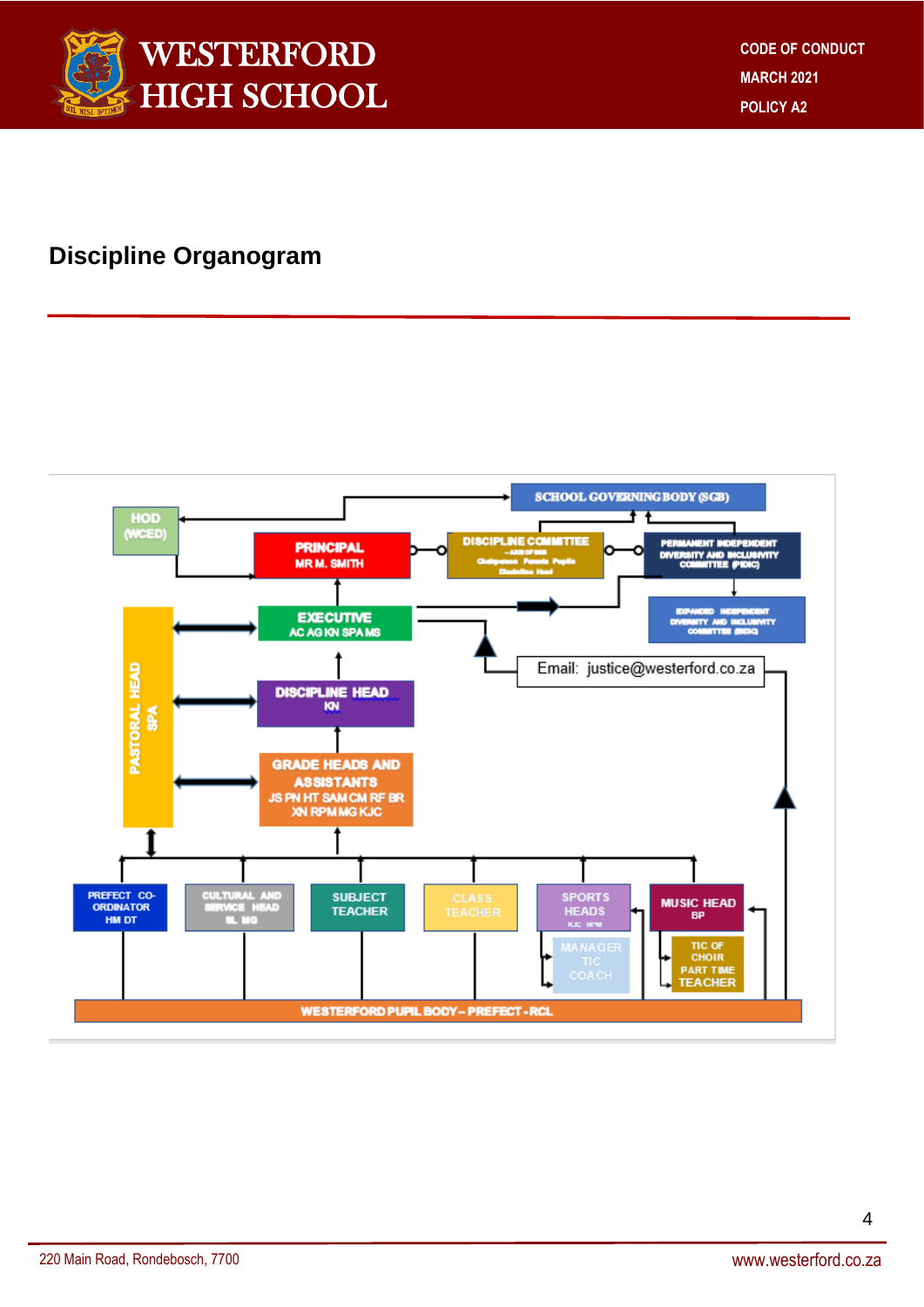## Discipline Organogram

SCHOOL GOVERNING BODY (SGB)

HOD (WCED)

PRINCIPAL
MR M. SMITH

DISCIPLINE COMMITTEE
– ARM OF SGB
Chairperson Parents Pupils
Discipline Head

PERMANENT INDEPENDENT DIVERSITY AND INCLUSIVITY COMMITTEE (PIDIC)

EXPANDED INDEPENDENT DIVERSITY AND INCLUSIVITY COMMITTEE (EIDIC)

EXECUTIVE
AC AG KN SPA MS

Email: justice@westerford.co.za

PASTORAL HEAD
SPA

DISCIPLINE HEAD
KN

GRADE HEADS AND ASSISTANTS
JS PN HT SAM CM RF BR XN RPM MG KJC

PREFECT CO-ORDINATOR
HM DT

CULTURAL AND SERVICE HEAD
SL MG

SUBJECT TEACHER

CLASS TEACHER

SPORTS HEADS
KJC MPM

MANAGER
TIC
COACH

MUSIC HEAD
BP

TIC OF CHOIR
PART TIME TEACHER

WESTERFORD PUPIL BODY – PREFECT - RCL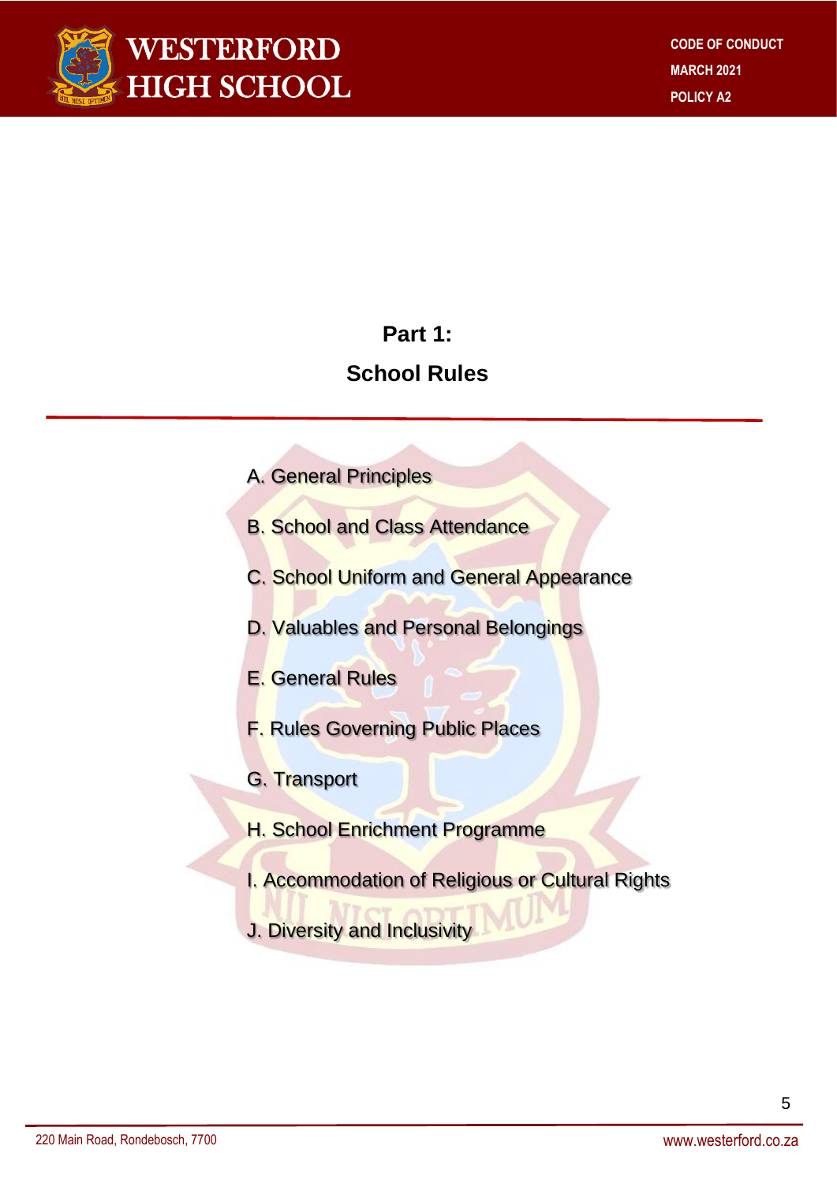# Part 1:

# School Rules

A. General Principles

B. School and Class Attendance

C. School Uniform and General Appearance

D. Valuables and Personal Belongings

E. General Rules

F. Rules Governing Public Places

G. Transport

H. School Enrichment Programme

I. Accommodation of Religious or Cultural Rights

J. Diversity and Inclusivity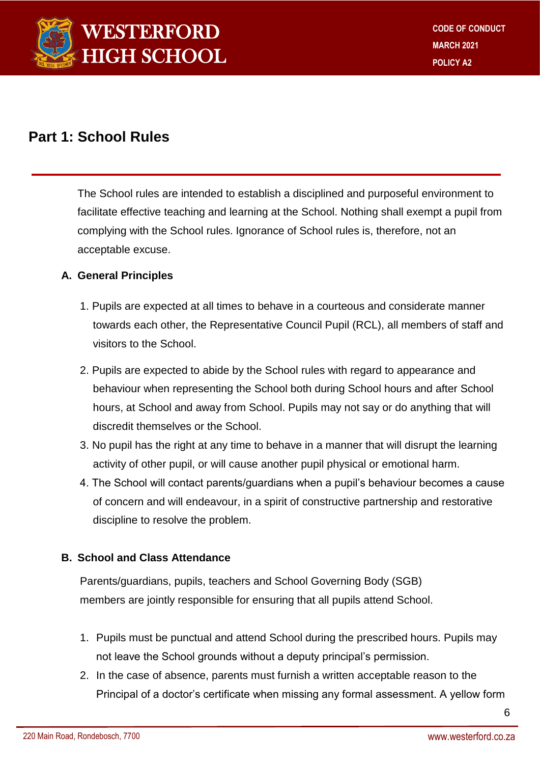## Part 1: School Rules

The School rules are intended to establish a disciplined and purposeful environment to facilitate effective teaching and learning at the School. Nothing shall exempt a pupil from complying with the School rules. Ignorance of School rules is, therefore, not an acceptable excuse.

### A. General Principles

1. Pupils are expected at all times to behave in a courteous and considerate manner towards each other, the Representative Council Pupil (RCL), all members of staff and visitors to the School.
2. Pupils are expected to abide by the School rules with regard to appearance and behaviour when representing the School both during School hours and after School hours, at School and away from School. Pupils may not say or do anything that will discredit themselves or the School.
3. No pupil has the right at any time to behave in a manner that will disrupt the learning activity of other pupil, or will cause another pupil physical or emotional harm.
4. The School will contact parents/guardians when a pupil's behaviour becomes a cause of concern and will endeavour, in a spirit of constructive partnership and restorative discipline to resolve the problem.

### B. School and Class Attendance

Parents/guardians, pupils, teachers and School Governing Body (SGB) members are jointly responsible for ensuring that all pupils attend School.

1. Pupils must be punctual and attend School during the prescribed hours. Pupils may not leave the School grounds without a deputy principal's permission.
2. In the case of absence, parents must furnish a written acceptable reason to the Principal of a doctor's certificate when missing any formal assessment. A yellow form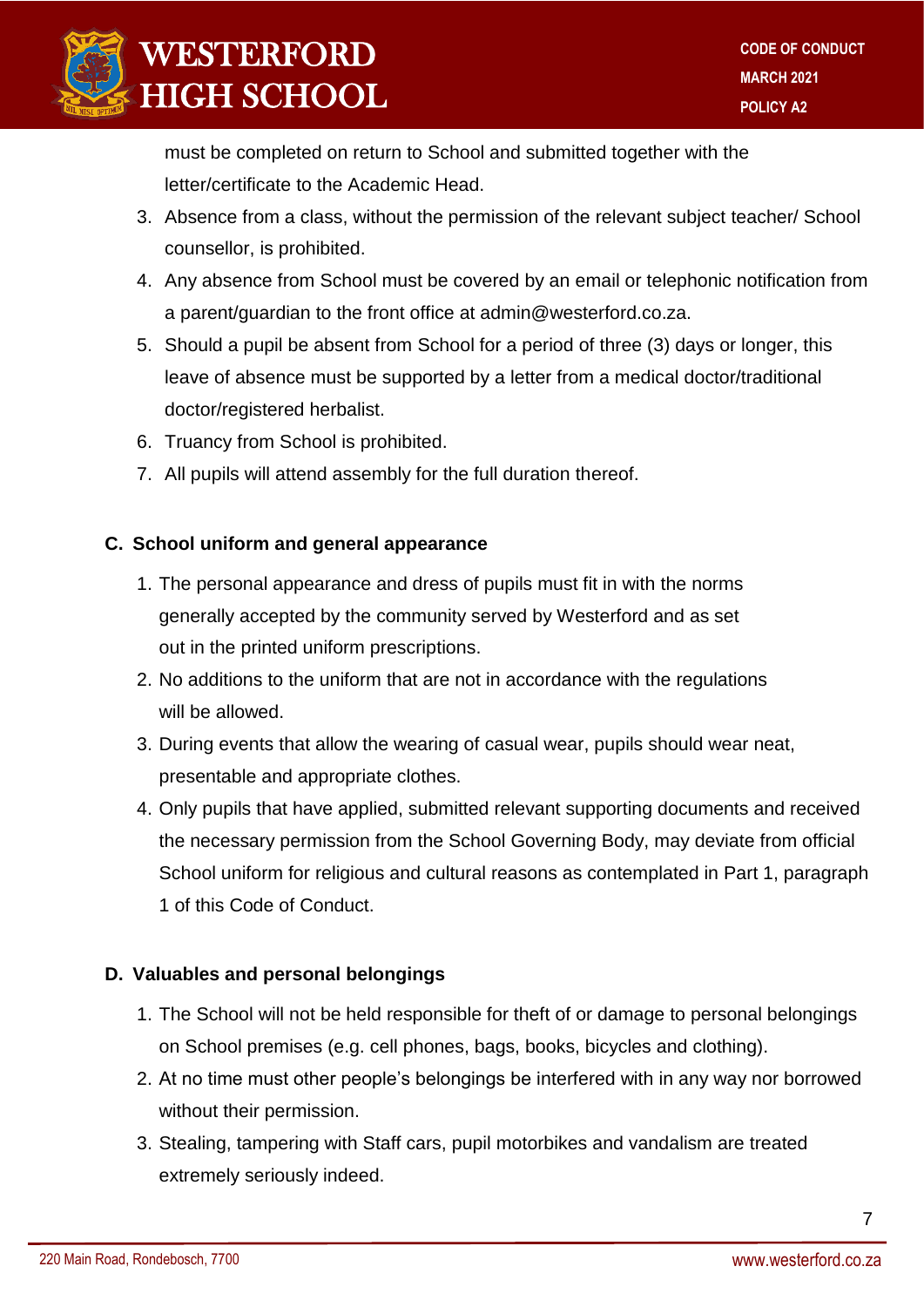must be completed on return to School and submitted together with the letter/certificate to the Academic Head.

3. Absence from a class, without the permission of the relevant subject teacher/ School counsellor, is prohibited.
4. Any absence from School must be covered by an email or telephonic notification from a parent/guardian to the front office at admin@westerford.co.za.
5. Should a pupil be absent from School for a period of three (3) days or longer, this leave of absence must be supported by a letter from a medical doctor/traditional doctor/registered herbalist.
6. Truancy from School is prohibited.
7. All pupils will attend assembly for the full duration thereof.

### C. School uniform and general appearance

1. The personal appearance and dress of pupils must fit in with the norms generally accepted by the community served by Westerford and as set out in the printed uniform prescriptions.
2. No additions to the uniform that are not in accordance with the regulations will be allowed.
3. During events that allow the wearing of casual wear, pupils should wear neat, presentable and appropriate clothes.
4. Only pupils that have applied, submitted relevant supporting documents and received the necessary permission from the School Governing Body, may deviate from official School uniform for religious and cultural reasons as contemplated in Part 1, paragraph 1 of this Code of Conduct.

### D. Valuables and personal belongings

1. The School will not be held responsible for theft of or damage to personal belongings on School premises (e.g. cell phones, bags, books, bicycles and clothing).
2. At no time must other people's belongings be interfered with in any way nor borrowed without their permission.
3. Stealing, tampering with Staff cars, pupil motorbikes and vandalism are treated extremely seriously indeed.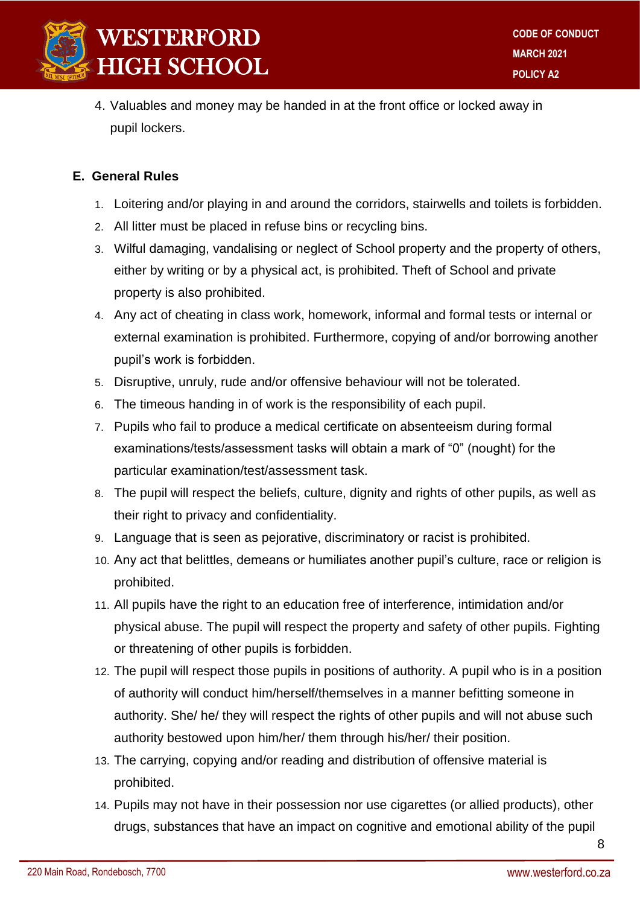4. Valuables and money may be handed in at the front office or locked away in pupil lockers.

### E. General Rules

1. Loitering and/or playing in and around the corridors, stairwells and toilets is forbidden.
2. All litter must be placed in refuse bins or recycling bins.
3. Wilful damaging, vandalising or neglect of School property and the property of others, either by writing or by a physical act, is prohibited. Theft of School and private property is also prohibited.
4. Any act of cheating in class work, homework, informal and formal tests or internal or external examination is prohibited. Furthermore, copying of and/or borrowing another pupil's work is forbidden.
5. Disruptive, unruly, rude and/or offensive behaviour will not be tolerated.
6. The timeous handing in of work is the responsibility of each pupil.
7. Pupils who fail to produce a medical certificate on absenteeism during formal examinations/tests/assessment tasks will obtain a mark of "0" (nought) for the particular examination/test/assessment task.
8. The pupil will respect the beliefs, culture, dignity and rights of other pupils, as well as their right to privacy and confidentiality.
9. Language that is seen as pejorative, discriminatory or racist is prohibited.
10. Any act that belittles, demeans or humiliates another pupil's culture, race or religion is prohibited.
11. All pupils have the right to an education free of interference, intimidation and/or physical abuse. The pupil will respect the property and safety of other pupils. Fighting or threatening of other pupils is forbidden.
12. The pupil will respect those pupils in positions of authority. A pupil who is in a position of authority will conduct him/herself/themselves in a manner befitting someone in authority. She/ he/ they will respect the rights of other pupils and will not abuse such authority bestowed upon him/her/ them through his/her/ their position.
13. The carrying, copying and/or reading and distribution of offensive material is prohibited.
14. Pupils may not have in their possession nor use cigarettes (or allied products), other drugs, substances that have an impact on cognitive and emotional ability of the pupil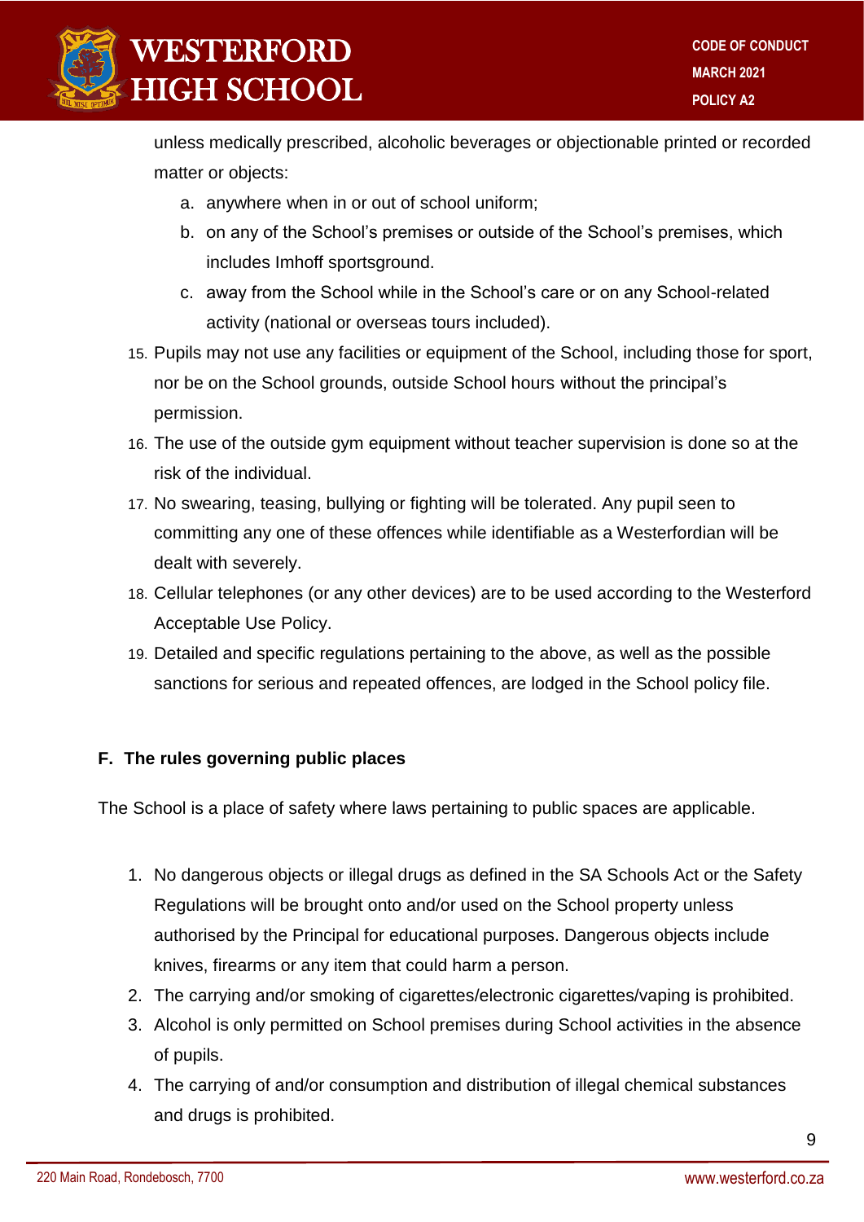unless medically prescribed, alcoholic beverages or objectionable printed or recorded matter or objects:

   a. anywhere when in or out of school uniform;
   b. on any of the School's premises or outside of the School's premises, which includes Imhoff sportsground.
   c. away from the School while in the School's care or on any School-related activity (national or overseas tours included).

15. Pupils may not use any facilities or equipment of the School, including those for sport, nor be on the School grounds, outside School hours without the principal's permission.
16. The use of the outside gym equipment without teacher supervision is done so at the risk of the individual.
17. No swearing, teasing, bullying or fighting will be tolerated. Any pupil seen to committing any one of these offences while identifiable as a Westerfordian will be dealt with severely.
18. Cellular telephones (or any other devices) are to be used according to the Westerford Acceptable Use Policy.
19. Detailed and specific regulations pertaining to the above, as well as the possible sanctions for serious and repeated offences, are lodged in the School policy file.

**F. The rules governing public places**

The School is a place of safety where laws pertaining to public spaces are applicable.

1. No dangerous objects or illegal drugs as defined in the SA Schools Act or the Safety Regulations will be brought onto and/or used on the School property unless authorised by the Principal for educational purposes. Dangerous objects include knives, firearms or any item that could harm a person.
2. The carrying and/or smoking of cigarettes/electronic cigarettes/vaping is prohibited.
3. Alcohol is only permitted on School premises during School activities in the absence of pupils.
4. The carrying of and/or consumption and distribution of illegal chemical substances and drugs is prohibited.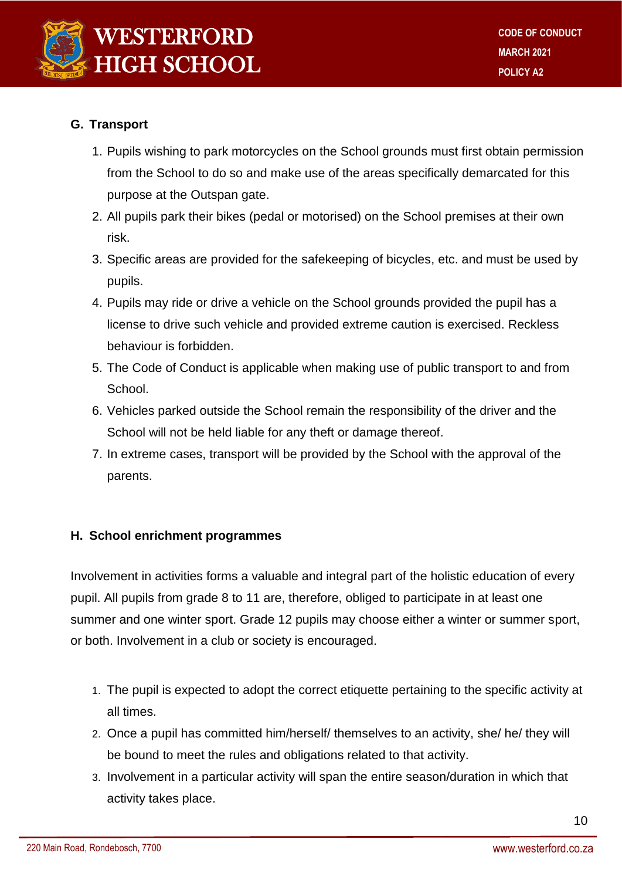### G. Transport

1. Pupils wishing to park motorcycles on the School grounds must first obtain permission from the School to do so and make use of the areas specifically demarcated for this purpose at the Outspan gate.
2. All pupils park their bikes (pedal or motorised) on the School premises at their own risk.
3. Specific areas are provided for the safekeeping of bicycles, etc. and must be used by pupils.
4. Pupils may ride or drive a vehicle on the School grounds provided the pupil has a license to drive such vehicle and provided extreme caution is exercised. Reckless behaviour is forbidden.
5. The Code of Conduct is applicable when making use of public transport to and from School.
6. Vehicles parked outside the School remain the responsibility of the driver and the School will not be held liable for any theft or damage thereof.
7. In extreme cases, transport will be provided by the School with the approval of the parents.

### H. School enrichment programmes

Involvement in activities forms a valuable and integral part of the holistic education of every pupil. All pupils from grade 8 to 11 are, therefore, obliged to participate in at least one summer and one winter sport. Grade 12 pupils may choose either a winter or summer sport, or both. Involvement in a club or society is encouraged.

1. The pupil is expected to adopt the correct etiquette pertaining to the specific activity at all times.
2. Once a pupil has committed him/herself/ themselves to an activity, she/ he/ they will be bound to meet the rules and obligations related to that activity.
3. Involvement in a particular activity will span the entire season/duration in which that activity takes place.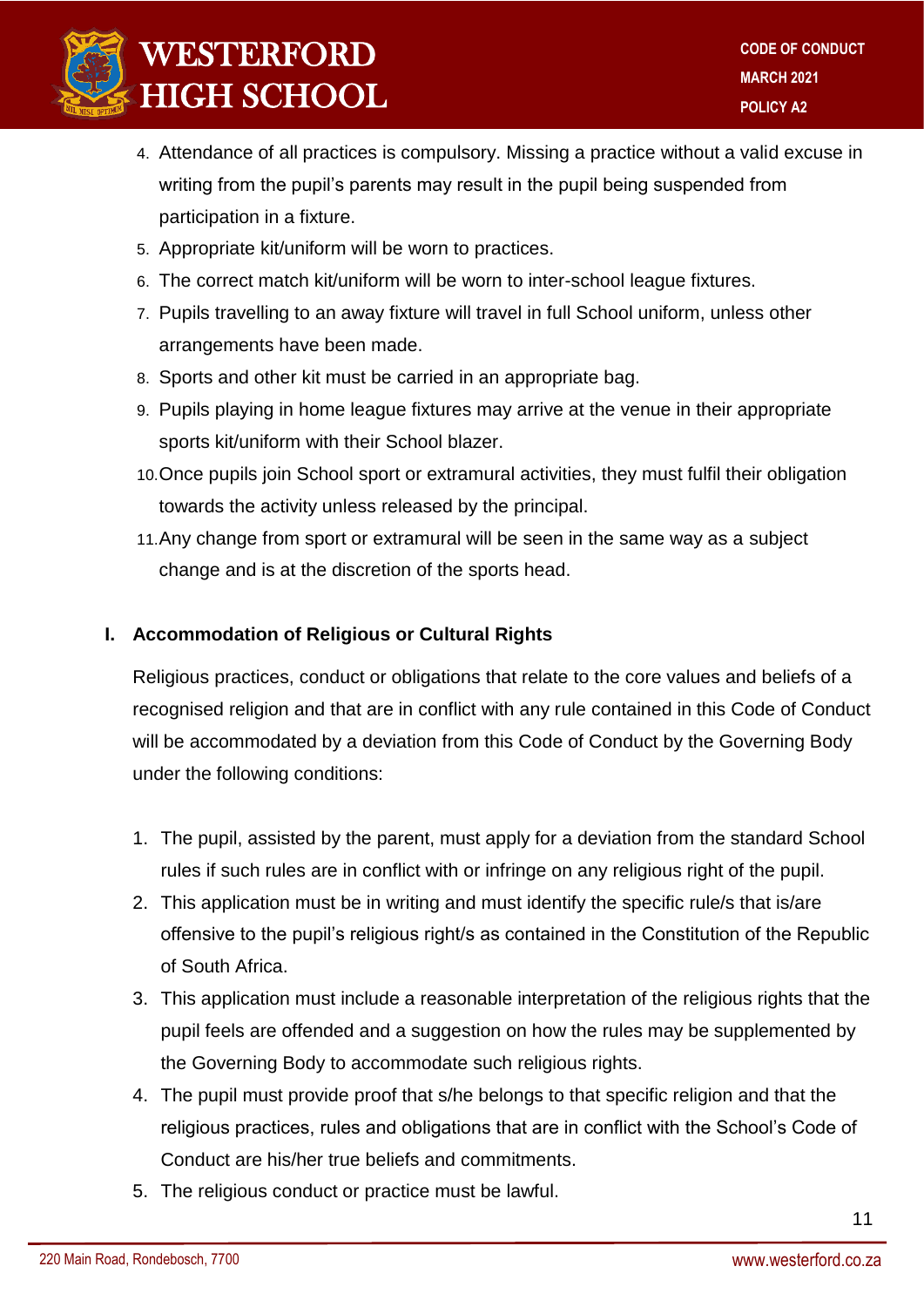4. Attendance of all practices is compulsory. Missing a practice without a valid excuse in writing from the pupil's parents may result in the pupil being suspended from participation in a fixture.
5. Appropriate kit/uniform will be worn to practices.
6. The correct match kit/uniform will be worn to inter-school league fixtures.
7. Pupils travelling to an away fixture will travel in full School uniform, unless other arrangements have been made.
8. Sports and other kit must be carried in an appropriate bag.
9. Pupils playing in home league fixtures may arrive at the venue in their appropriate sports kit/uniform with their School blazer.
10. Once pupils join School sport or extramural activities, they must fulfil their obligation towards the activity unless released by the principal.
11. Any change from sport or extramural will be seen in the same way as a subject change and is at the discretion of the sports head.

## I. Accommodation of Religious or Cultural Rights

Religious practices, conduct or obligations that relate to the core values and beliefs of a recognised religion and that are in conflict with any rule contained in this Code of Conduct will be accommodated by a deviation from this Code of Conduct by the Governing Body under the following conditions:

1. The pupil, assisted by the parent, must apply for a deviation from the standard School rules if such rules are in conflict with or infringe on any religious right of the pupil.
2. This application must be in writing and must identify the specific rule/s that is/are offensive to the pupil's religious right/s as contained in the Constitution of the Republic of South Africa.
3. This application must include a reasonable interpretation of the religious rights that the pupil feels are offended and a suggestion on how the rules may be supplemented by the Governing Body to accommodate such religious rights.
4. The pupil must provide proof that s/he belongs to that specific religion and that the religious practices, rules and obligations that are in conflict with the School's Code of Conduct are his/her true beliefs and commitments.
5. The religious conduct or practice must be lawful.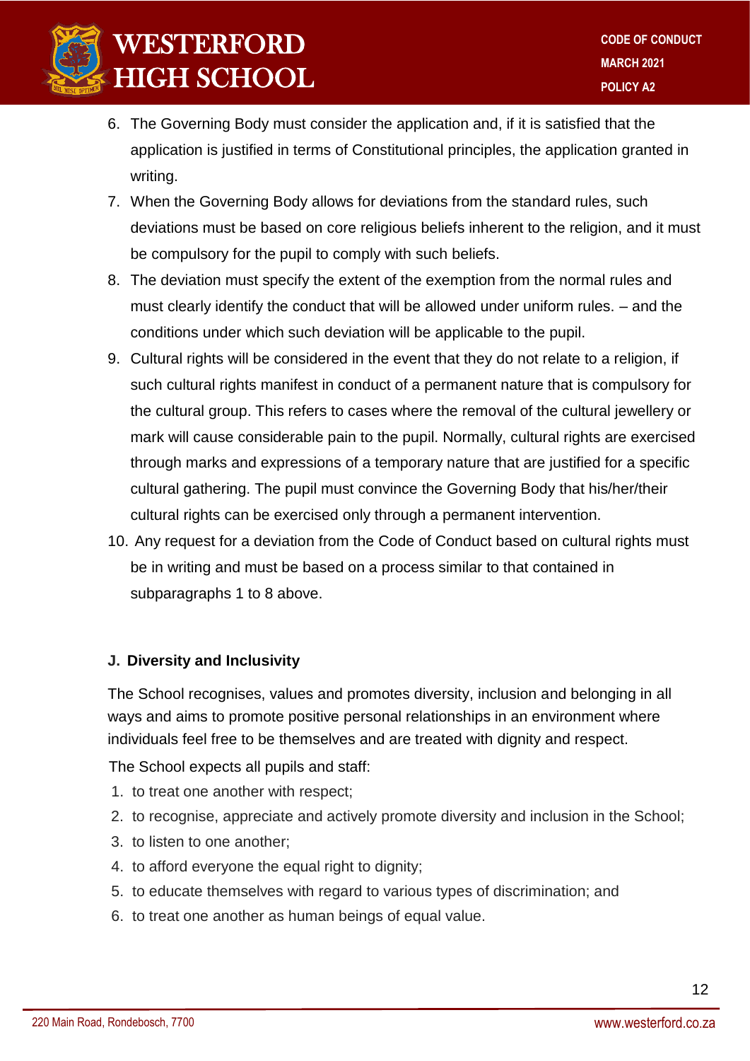6. The Governing Body must consider the application and, if it is satisfied that the application is justified in terms of Constitutional principles, the application granted in writing.
7. When the Governing Body allows for deviations from the standard rules, such deviations must be based on core religious beliefs inherent to the religion, and it must be compulsory for the pupil to comply with such beliefs.
8. The deviation must specify the extent of the exemption from the normal rules and must clearly identify the conduct that will be allowed under uniform rules. – and the conditions under which such deviation will be applicable to the pupil.
9. Cultural rights will be considered in the event that they do not relate to a religion, if such cultural rights manifest in conduct of a permanent nature that is compulsory for the cultural group. This refers to cases where the removal of the cultural jewellery or mark will cause considerable pain to the pupil. Normally, cultural rights are exercised through marks and expressions of a temporary nature that are justified for a specific cultural gathering. The pupil must convince the Governing Body that his/her/their cultural rights can be exercised only through a permanent intervention.
10. Any request for a deviation from the Code of Conduct based on cultural rights must be in writing and must be based on a process similar to that contained in subparagraphs 1 to 8 above.

## J. Diversity and Inclusivity

The School recognises, values and promotes diversity, inclusion and belonging in all ways and aims to promote positive personal relationships in an environment where individuals feel free to be themselves and are treated with dignity and respect.

The School expects all pupils and staff:

1. to treat one another with respect;
2. to recognise, appreciate and actively promote diversity and inclusion in the School;
3. to listen to one another;
4. to afford everyone the equal right to dignity;
5. to educate themselves with regard to various types of discrimination; and
6. to treat one another as human beings of equal value.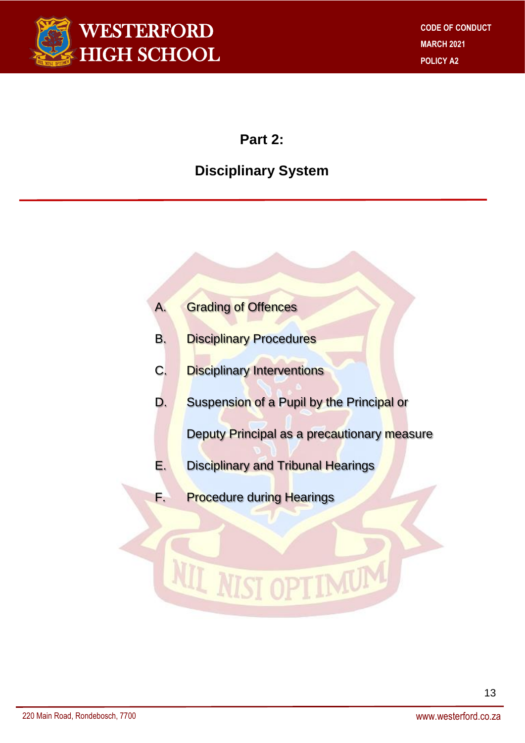# Part 2:

# Disciplinary System

A. Grading of Offences

B. Disciplinary Procedures

C. Disciplinary Interventions

D. Suspension of a Pupil by the Principal or Deputy Principal as a precautionary measure

E. Disciplinary and Tribunal Hearings

F. Procedure during Hearings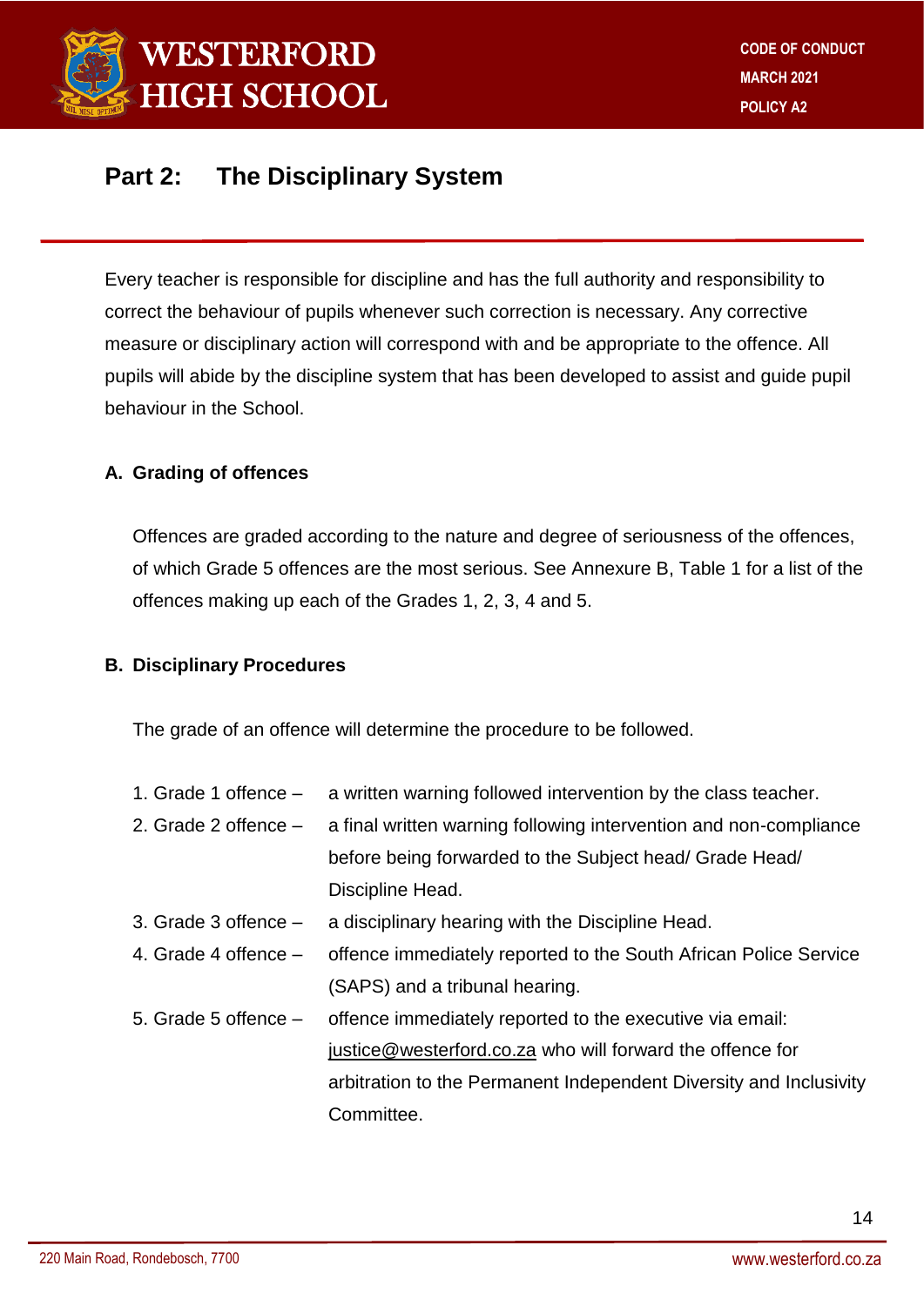## Part 2: The Disciplinary System

Every teacher is responsible for discipline and has the full authority and responsibility to correct the behaviour of pupils whenever such correction is necessary. Any corrective measure or disciplinary action will correspond with and be appropriate to the offence. All pupils will abide by the discipline system that has been developed to assist and guide pupil behaviour in the School.

**A. Grading of offences**

Offences are graded according to the nature and degree of seriousness of the offences, of which Grade 5 offences are the most serious. See Annexure B, Table 1 for a list of the offences making up each of the Grades 1, 2, 3, 4 and 5.

**B. Disciplinary Procedures**

The grade of an offence will determine the procedure to be followed.

1. Grade 1 offence – a written warning followed intervention by the class teacher.
2. Grade 2 offence – a final written warning following intervention and non-compliance before being forwarded to the Subject head/ Grade Head/ Discipline Head.
3. Grade 3 offence – a disciplinary hearing with the Discipline Head.
4. Grade 4 offence – offence immediately reported to the South African Police Service (SAPS) and a tribunal hearing.
5. Grade 5 offence – offence immediately reported to the executive via email: justice@westerford.co.za who will forward the offence for arbitration to the Permanent Independent Diversity and Inclusivity Committee.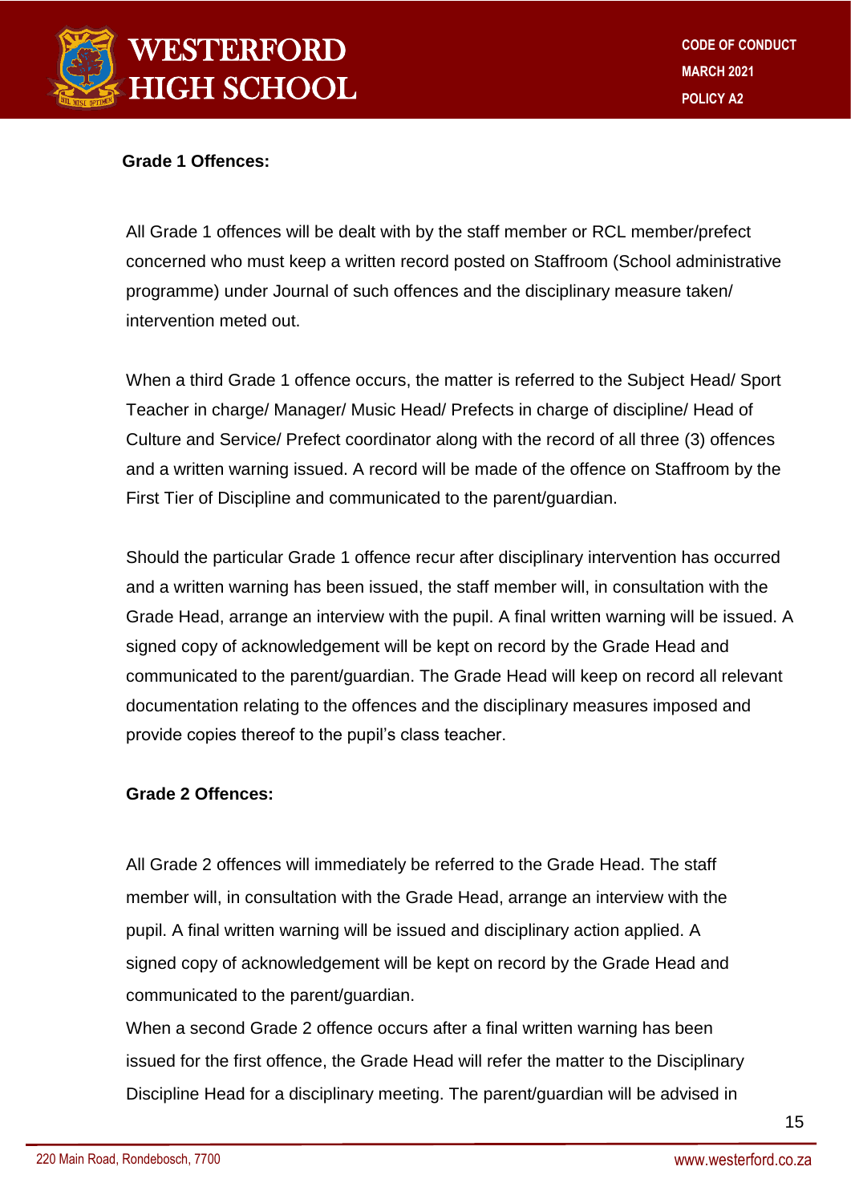**Grade 1 Offences:**

All Grade 1 offences will be dealt with by the staff member or RCL member/prefect concerned who must keep a written record posted on Staffroom (School administrative programme) under Journal of such offences and the disciplinary measure taken/ intervention meted out.

When a third Grade 1 offence occurs, the matter is referred to the Subject Head/ Sport Teacher in charge/ Manager/ Music Head/ Prefects in charge of discipline/ Head of Culture and Service/ Prefect coordinator along with the record of all three (3) offences and a written warning issued. A record will be made of the offence on Staffroom by the First Tier of Discipline and communicated to the parent/guardian.

Should the particular Grade 1 offence recur after disciplinary intervention has occurred and a written warning has been issued, the staff member will, in consultation with the Grade Head, arrange an interview with the pupil. A final written warning will be issued. A signed copy of acknowledgement will be kept on record by the Grade Head and communicated to the parent/guardian. The Grade Head will keep on record all relevant documentation relating to the offences and the disciplinary measures imposed and provide copies thereof to the pupil's class teacher.

**Grade 2 Offences:**

All Grade 2 offences will immediately be referred to the Grade Head. The staff member will, in consultation with the Grade Head, arrange an interview with the pupil. A final written warning will be issued and disciplinary action applied. A signed copy of acknowledgement will be kept on record by the Grade Head and communicated to the parent/guardian.

When a second Grade 2 offence occurs after a final written warning has been issued for the first offence, the Grade Head will refer the matter to the Disciplinary Discipline Head for a disciplinary meeting. The parent/guardian will be advised in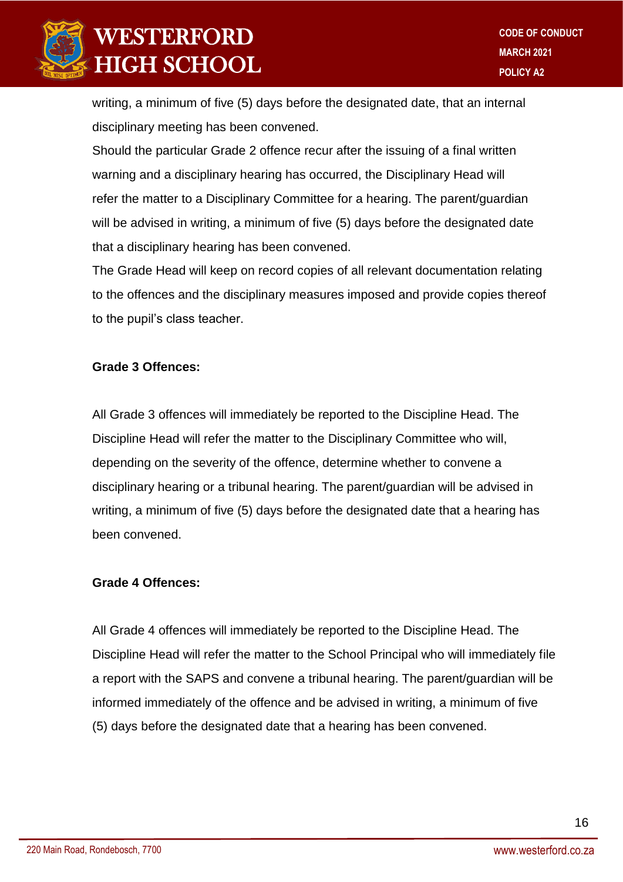writing, a minimum of five (5) days before the designated date, that an internal disciplinary meeting has been convened.

Should the particular Grade 2 offence recur after the issuing of a final written warning and a disciplinary hearing has occurred, the Disciplinary Head will refer the matter to a Disciplinary Committee for a hearing. The parent/guardian will be advised in writing, a minimum of five (5) days before the designated date that a disciplinary hearing has been convened.

The Grade Head will keep on record copies of all relevant documentation relating to the offences and the disciplinary measures imposed and provide copies thereof to the pupil's class teacher.

**Grade 3 Offences:**

All Grade 3 offences will immediately be reported to the Discipline Head. The Discipline Head will refer the matter to the Disciplinary Committee who will, depending on the severity of the offence, determine whether to convene a disciplinary hearing or a tribunal hearing. The parent/guardian will be advised in writing, a minimum of five (5) days before the designated date that a hearing has been convened.

**Grade 4 Offences:**

All Grade 4 offences will immediately be reported to the Discipline Head. The Discipline Head will refer the matter to the School Principal who will immediately file a report with the SAPS and convene a tribunal hearing. The parent/guardian will be informed immediately of the offence and be advised in writing, a minimum of five (5) days before the designated date that a hearing has been convened.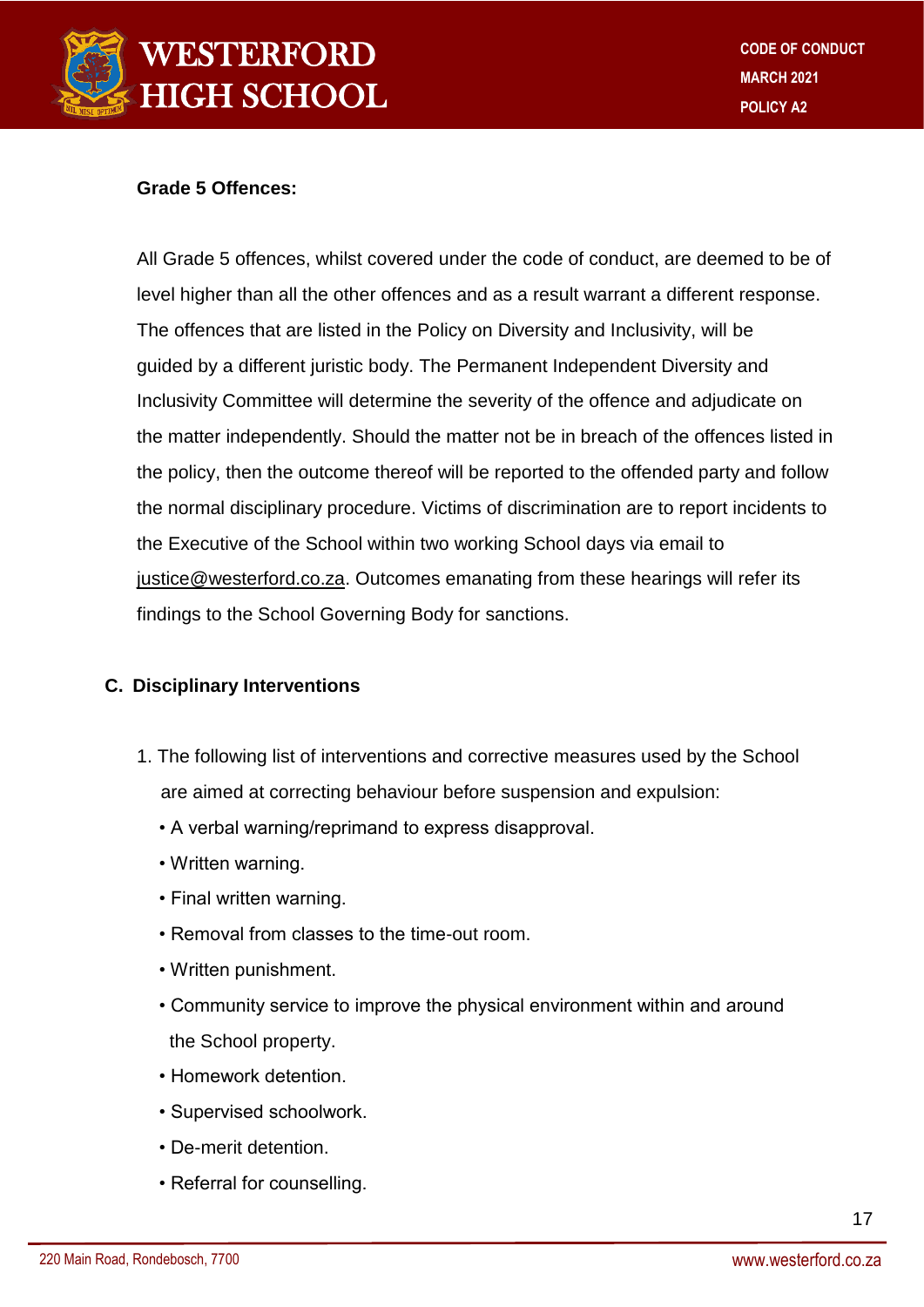**Grade 5 Offences:**

All Grade 5 offences, whilst covered under the code of conduct, are deemed to be of level higher than all the other offences and as a result warrant a different response. The offences that are listed in the Policy on Diversity and Inclusivity, will be guided by a different juristic body. The Permanent Independent Diversity and Inclusivity Committee will determine the severity of the offence and adjudicate on the matter independently. Should the matter not be in breach of the offences listed in the policy, then the outcome thereof will be reported to the offended party and follow the normal disciplinary procedure. Victims of discrimination are to report incidents to the Executive of the School within two working School days via email to justice@westerford.co.za. Outcomes emanating from these hearings will refer its findings to the School Governing Body for sanctions.

## C. Disciplinary Interventions

1. The following list of interventions and corrective measures used by the School are aimed at correcting behaviour before suspension and expulsion:
   - A verbal warning/reprimand to express disapproval.
   - Written warning.
   - Final written warning.
   - Removal from classes to the time-out room.
   - Written punishment.
   - Community service to improve the physical environment within and around the School property.
   - Homework detention.
   - Supervised schoolwork.
   - De-merit detention.
   - Referral for counselling.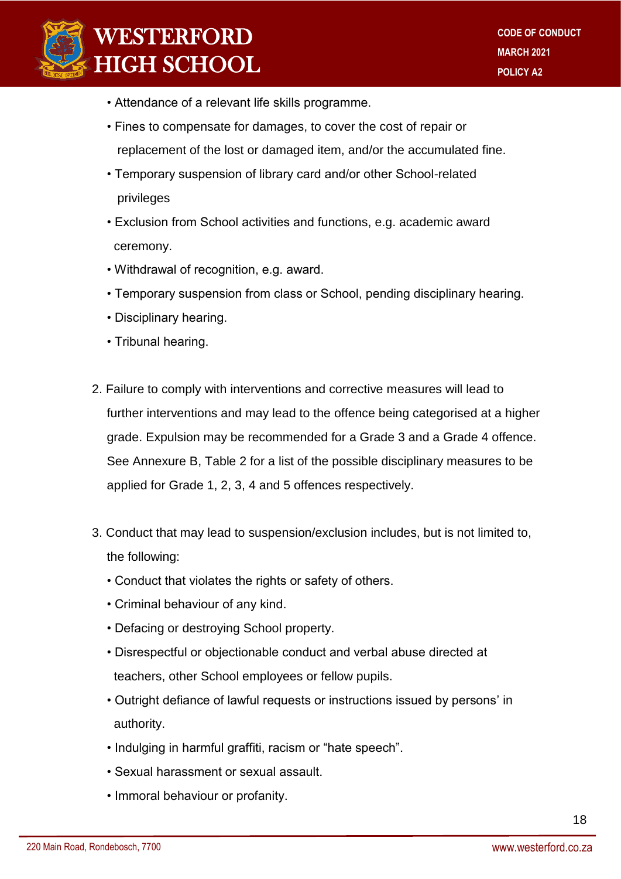- Attendance of a relevant life skills programme.
- Fines to compensate for damages, to cover the cost of repair or replacement of the lost or damaged item, and/or the accumulated fine.
- Temporary suspension of library card and/or other School-related privileges
- Exclusion from School activities and functions, e.g. academic award ceremony.
- Withdrawal of recognition, e.g. award.
- Temporary suspension from class or School, pending disciplinary hearing.
- Disciplinary hearing.
- Tribunal hearing.

2. Failure to comply with interventions and corrective measures will lead to further interventions and may lead to the offence being categorised at a higher grade. Expulsion may be recommended for a Grade 3 and a Grade 4 offence. See Annexure B, Table 2 for a list of the possible disciplinary measures to be applied for Grade 1, 2, 3, 4 and 5 offences respectively.

3. Conduct that may lead to suspension/exclusion includes, but is not limited to, the following:
   - Conduct that violates the rights or safety of others.
   - Criminal behaviour of any kind.
   - Defacing or destroying School property.
   - Disrespectful or objectionable conduct and verbal abuse directed at teachers, other School employees or fellow pupils.
   - Outright defiance of lawful requests or instructions issued by persons' in authority.
   - Indulging in harmful graffiti, racism or "hate speech".
   - Sexual harassment or sexual assault.
   - Immoral behaviour or profanity.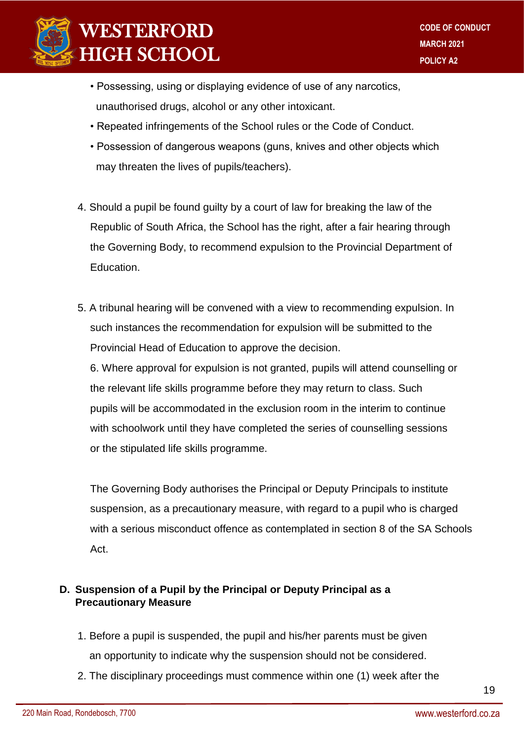- Possessing, using or displaying evidence of use of any narcotics, unauthorised drugs, alcohol or any other intoxicant.
- Repeated infringements of the School rules or the Code of Conduct.
- Possession of dangerous weapons (guns, knives and other objects which may threaten the lives of pupils/teachers).

4. Should a pupil be found guilty by a court of law for breaking the law of the Republic of South Africa, the School has the right, after a fair hearing through the Governing Body, to recommend expulsion to the Provincial Department of Education.

5. A tribunal hearing will be convened with a view to recommending expulsion. In such instances the recommendation for expulsion will be submitted to the Provincial Head of Education to approve the decision.
6. Where approval for expulsion is not granted, pupils will attend counselling or the relevant life skills programme before they may return to class. Such pupils will be accommodated in the exclusion room in the interim to continue with schoolwork until they have completed the series of counselling sessions or the stipulated life skills programme.

The Governing Body authorises the Principal or Deputy Principals to institute suspension, as a precautionary measure, with regard to a pupil who is charged with a serious misconduct offence as contemplated in section 8 of the SA Schools Act.

## D. Suspension of a Pupil by the Principal or Deputy Principal as a Precautionary Measure

1. Before a pupil is suspended, the pupil and his/her parents must be given an opportunity to indicate why the suspension should not be considered.
2. The disciplinary proceedings must commence within one (1) week after the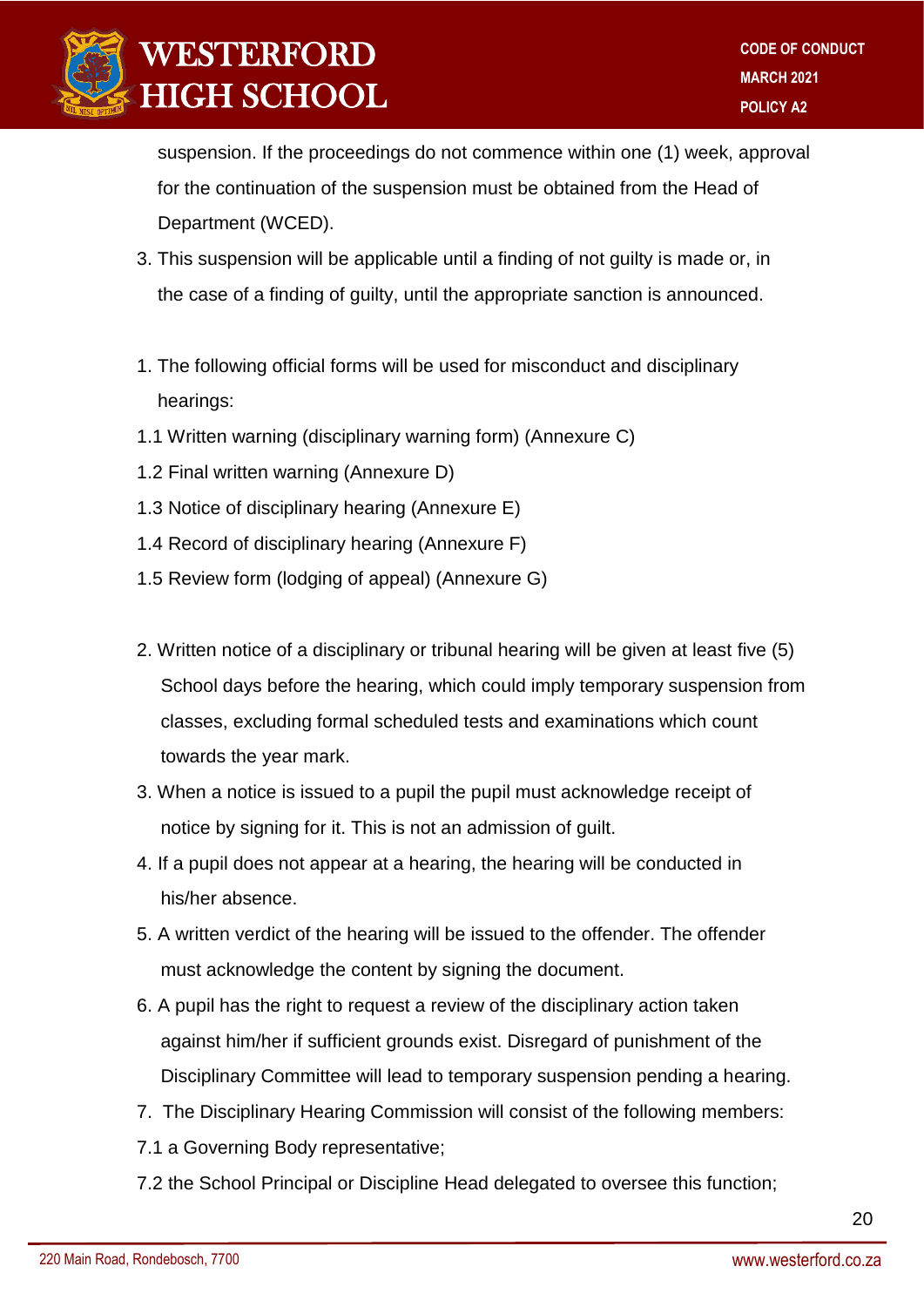suspension. If the proceedings do not commence within one (1) week, approval for the continuation of the suspension must be obtained from the Head of Department (WCED).

3. This suspension will be applicable until a finding of not guilty is made or, in the case of a finding of guilty, until the appropriate sanction is announced.

1. The following official forms will be used for misconduct and disciplinary hearings:

1.1 Written warning (disciplinary warning form) (Annexure C)

1.2 Final written warning (Annexure D)

1.3 Notice of disciplinary hearing (Annexure E)

1.4 Record of disciplinary hearing (Annexure F)

1.5 Review form (lodging of appeal) (Annexure G)

2. Written notice of a disciplinary or tribunal hearing will be given at least five (5) School days before the hearing, which could imply temporary suspension from classes, excluding formal scheduled tests and examinations which count towards the year mark.
3. When a notice is issued to a pupil the pupil must acknowledge receipt of notice by signing for it. This is not an admission of guilt.
4. If a pupil does not appear at a hearing, the hearing will be conducted in his/her absence.
5. A written verdict of the hearing will be issued to the offender. The offender must acknowledge the content by signing the document.
6. A pupil has the right to request a review of the disciplinary action taken against him/her if sufficient grounds exist. Disregard of punishment of the Disciplinary Committee will lead to temporary suspension pending a hearing.
7. The Disciplinary Hearing Commission will consist of the following members:

7.1 a Governing Body representative;

7.2 the School Principal or Discipline Head delegated to oversee this function;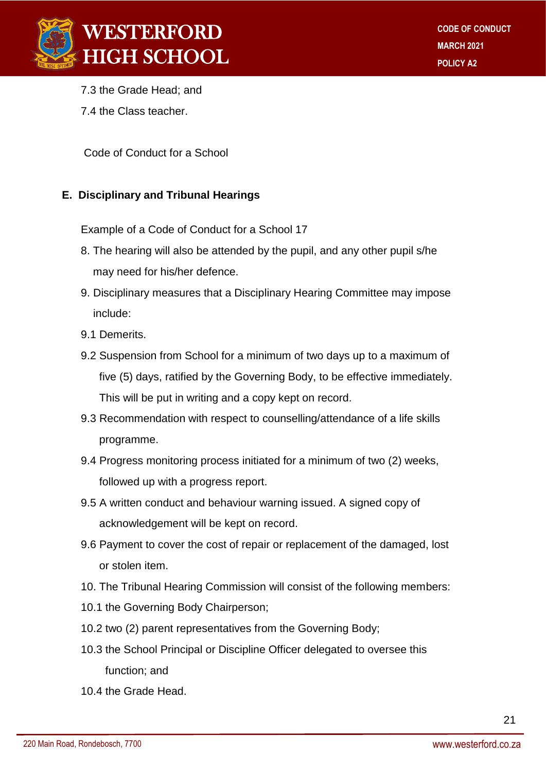7.3 the Grade Head; and

7.4 the Class teacher.

Code of Conduct for a School

## E. Disciplinary and Tribunal Hearings

Example of a Code of Conduct for a School 17

8. The hearing will also be attended by the pupil, and any other pupil s/he may need for his/her defence.

9. Disciplinary measures that a Disciplinary Hearing Committee may impose include:

9.1 Demerits.

9.2 Suspension from School for a minimum of two days up to a maximum of five (5) days, ratified by the Governing Body, to be effective immediately. This will be put in writing and a copy kept on record.

9.3 Recommendation with respect to counselling/attendance of a life skills programme.

9.4 Progress monitoring process initiated for a minimum of two (2) weeks, followed up with a progress report.

9.5 A written conduct and behaviour warning issued. A signed copy of acknowledgement will be kept on record.

9.6 Payment to cover the cost of repair or replacement of the damaged, lost or stolen item.

10. The Tribunal Hearing Commission will consist of the following members:

10.1 the Governing Body Chairperson;

10.2 two (2) parent representatives from the Governing Body;

10.3 the School Principal or Discipline Officer delegated to oversee this function; and

10.4 the Grade Head.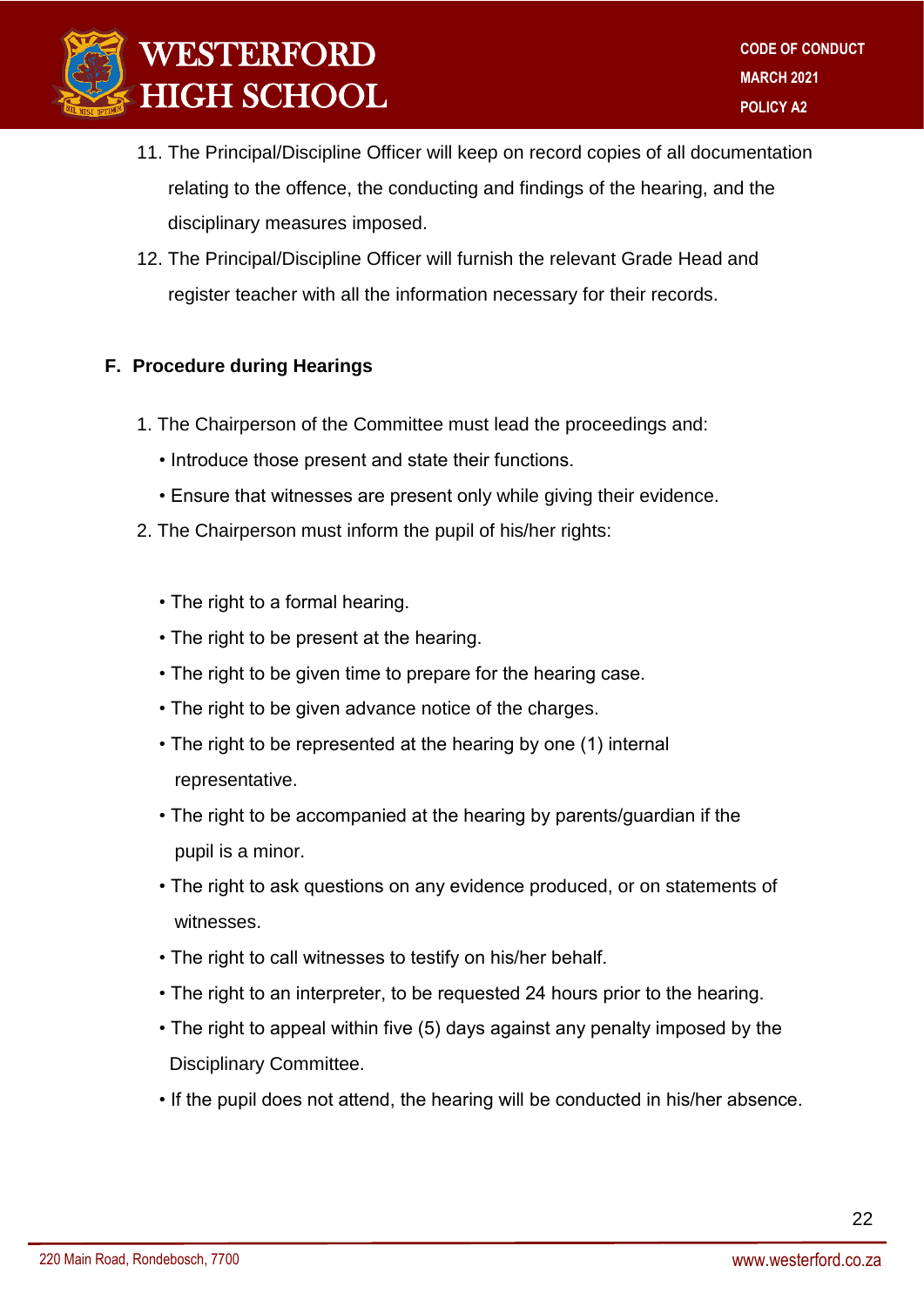11. The Principal/Discipline Officer will keep on record copies of all documentation relating to the offence, the conducting and findings of the hearing, and the disciplinary measures imposed.
12. The Principal/Discipline Officer will furnish the relevant Grade Head and register teacher with all the information necessary for their records.

## F. Procedure during Hearings

1. The Chairperson of the Committee must lead the proceedings and:
   - Introduce those present and state their functions.
   - Ensure that witnesses are present only while giving their evidence.
2. The Chairperson must inform the pupil of his/her rights:
   - The right to a formal hearing.
   - The right to be present at the hearing.
   - The right to be given time to prepare for the hearing case.
   - The right to be given advance notice of the charges.
   - The right to be represented at the hearing by one (1) internal representative.
   - The right to be accompanied at the hearing by parents/guardian if the pupil is a minor.
   - The right to ask questions on any evidence produced, or on statements of witnesses.
   - The right to call witnesses to testify on his/her behalf.
   - The right to an interpreter, to be requested 24 hours prior to the hearing.
   - The right to appeal within five (5) days against any penalty imposed by the Disciplinary Committee.
   - If the pupil does not attend, the hearing will be conducted in his/her absence.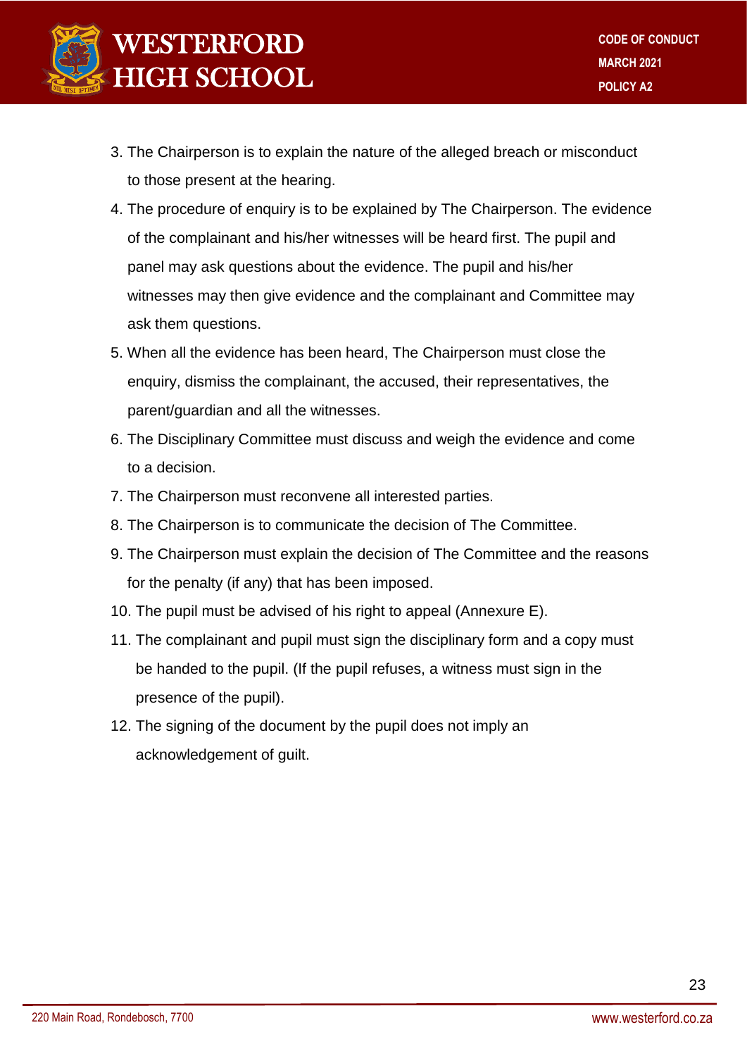3. The Chairperson is to explain the nature of the alleged breach or misconduct to those present at the hearing.
4. The procedure of enquiry is to be explained by The Chairperson. The evidence of the complainant and his/her witnesses will be heard first. The pupil and panel may ask questions about the evidence. The pupil and his/her witnesses may then give evidence and the complainant and Committee may ask them questions.
5. When all the evidence has been heard, The Chairperson must close the enquiry, dismiss the complainant, the accused, their representatives, the parent/guardian and all the witnesses.
6. The Disciplinary Committee must discuss and weigh the evidence and come to a decision.
7. The Chairperson must reconvene all interested parties.
8. The Chairperson is to communicate the decision of The Committee.
9. The Chairperson must explain the decision of The Committee and the reasons for the penalty (if any) that has been imposed.
10. The pupil must be advised of his right to appeal (Annexure E).
11. The complainant and pupil must sign the disciplinary form and a copy must be handed to the pupil. (If the pupil refuses, a witness must sign in the presence of the pupil).
12. The signing of the document by the pupil does not imply an acknowledgement of guilt.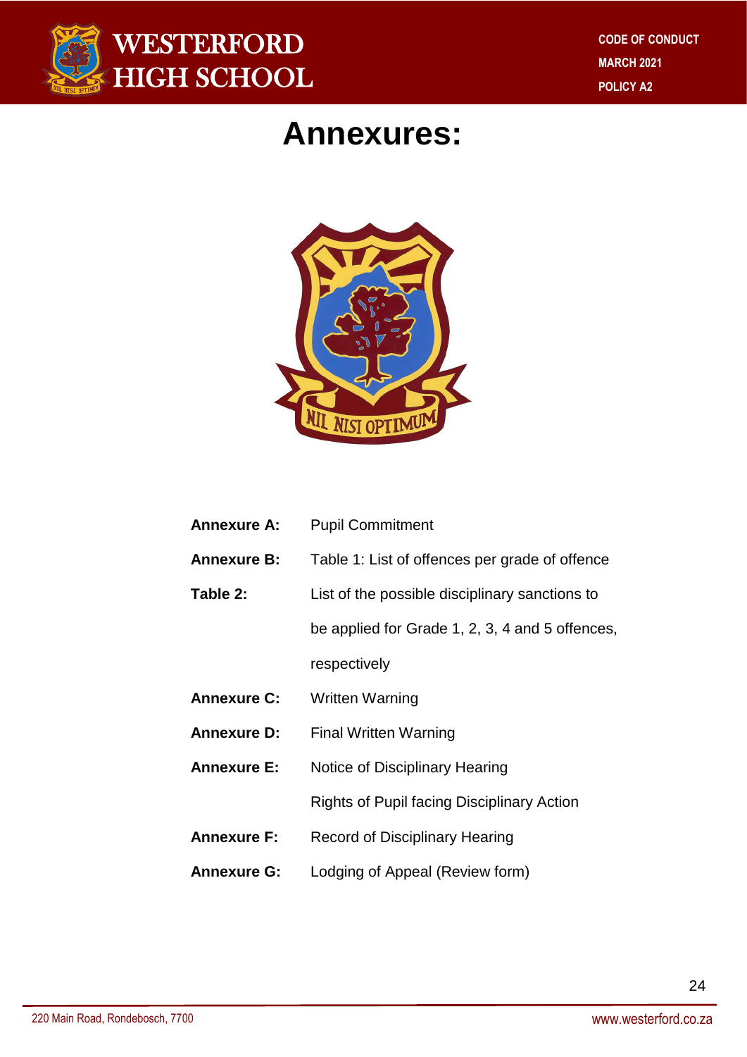# Annexures:

| | |
|---|---|
| **Annexure A:** | Pupil Commitment |
| **Annexure B:** | Table 1: List of offences per grade of offence |
| **Table 2:** | List of the possible disciplinary sanctions to be applied for Grade 1, 2, 3, 4 and 5 offences, respectively |
| **Annexure C:** | Written Warning |
| **Annexure D:** | Final Written Warning |
| **Annexure E:** | Notice of Disciplinary Hearing<br>Rights of Pupil facing Disciplinary Action |
| **Annexure F:** | Record of Disciplinary Hearing |
| **Annexure G:** | Lodging of Appeal (Review form) |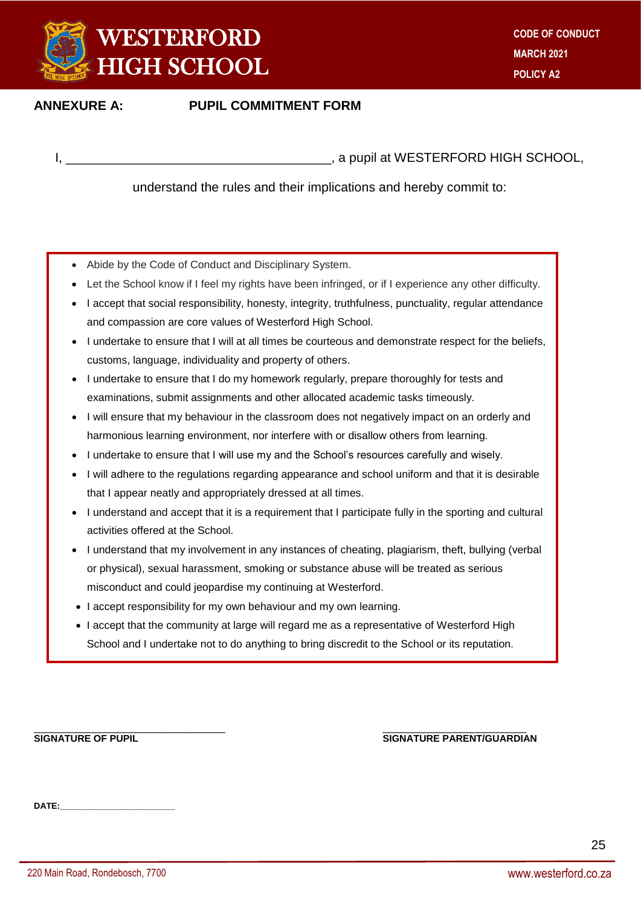## ANNEXURE A: PUPIL COMMITMENT FORM

I, ______________________________________, a pupil at WESTERFORD HIGH SCHOOL,

understand the rules and their implications and hereby commit to:

- Abide by the Code of Conduct and Disciplinary System.
- Let the School know if I feel my rights have been infringed, or if I experience any other difficulty.
- I accept that social responsibility, honesty, integrity, truthfulness, punctuality, regular attendance and compassion are core values of Westerford High School.
- I undertake to ensure that I will at all times be courteous and demonstrate respect for the beliefs, customs, language, individuality and property of others.
- I undertake to ensure that I do my homework regularly, prepare thoroughly for tests and examinations, submit assignments and other allocated academic tasks timeously.
- I will ensure that my behaviour in the classroom does not negatively impact on an orderly and harmonious learning environment, nor interfere with or disallow others from learning.
- I undertake to ensure that I will use my and the School's resources carefully and wisely.
- I will adhere to the regulations regarding appearance and school uniform and that it is desirable that I appear neatly and appropriately dressed at all times.
- I understand and accept that it is a requirement that I participate fully in the sporting and cultural activities offered at the School.
- I understand that my involvement in any instances of cheating, plagiarism, theft, bullying (verbal or physical), sexual harassment, smoking or substance abuse will be treated as serious misconduct and could jeopardise my continuing at Westerford.
- I accept responsibility for my own behaviour and my own learning.
- I accept that the community at large will regard me as a representative of Westerford High School and I undertake not to do anything to bring discredit to the School or its reputation.

___________________________________
**SIGNATURE OF PUPIL**

___________________________
**SIGNATURE PARENT/GUARDIAN**

**DATE:**________________________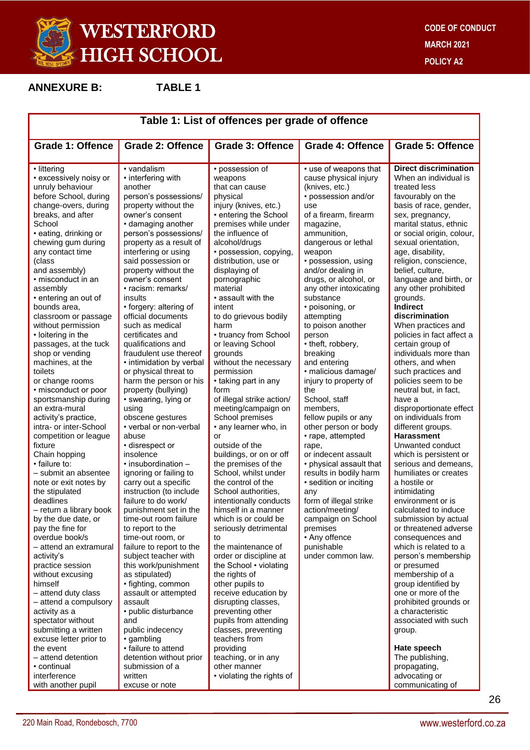## ANNEXURE B: TABLE 1

| Table 1: List of offences per grade of offence | | | | |
|---|---|---|---|---|
| **Grade 1: Offence** | **Grade 2: Offence** | **Grade 3: Offence** | **Grade 4: Offence** | **Grade 5: Offence** |
| • littering<br>• excessively noisy or unruly behaviour before School, during change-overs, during breaks, and after School<br>• eating, drinking or chewing gum during any contact time (class and assembly)<br>• misconduct in an assembly<br>• entering an out of bounds area, classroom or passage without permission<br>• loitering in the passages, at the tuck shop or vending machines, at the toilets or change rooms<br>• misconduct or poor sportsmanship during an extra-mural activity's practice, intra- or inter-School competition or league fixture<br>Chain hopping<br>• failure to:<br>– submit an absentee note or exit notes by the stipulated deadlines<br>– return a library book by the due date, or pay the fine for overdue book/s<br>– attend an extramural activity's practice session without excusing himself<br>– attend duty class<br>– attend a compulsory activity as a spectator without submitting a written excuse letter prior to the event<br>– attend detention<br>• continual interference with another pupil | • vandalism<br>• interfering with another person's possessions/ property without the owner's consent<br>• damaging another person's possessions/ property as a result of interfering or using said possession or property without the owner's consent<br>• racism: remarks/ insults<br>• forgery: altering of official documents such as medical certificates and qualifications and fraudulent use thereof<br>• intimidation by verbal or physical threat to harm the person or his property (bullying)<br>• swearing, lying or using obscene gestures<br>• verbal or non-verbal abuse<br>• disrespect or insolence<br>• insubordination – ignoring or failing to carry out a specific instruction (to include failure to do work/ punishment set in the time-out room failure to report to the time-out room, or failure to report to the subject teacher with this work/punishment as stipulated)<br>• fighting, common assault or attempted assault<br>• public disturbance and public indecency<br>• gambling<br>• failure to attend detention without prior submission of a written excuse or note | • possession of weapons that can cause physical injury (knives, etc.)<br>• entering the School premises while under the influence of alcohol/drugs<br>• possession, copying, distribution, use or displaying of pornographic material<br>• assault with the intent to do grievous bodily harm<br>• truancy from School or leaving School without the necessary permission<br>• taking part in any form of illegal strike action/ meeting/campaign on School premises<br>• any learner who, in or outside of the buildings, or on or off the premises of the School, whilst under the control of the School authorities, intentionally conducts himself in a manner which is or could be seriously detrimental to the maintenance of order or discipline at the School • violating the rights of other pupils to receive education by disrupting classes, preventing other pupils from attending classes, preventing teachers from providing teaching, or in any other manner<br>• violating the rights of | • use of weapons that cause physical injury (knives, etc.)<br>• possession and/or use of a firearm, firearm magazine, ammunition, dangerous or lethal weapon<br>• possession, using and/or dealing in drugs, or alcohol, or any other intoxicating substance<br>• poisoning, or attempting to poison another person<br>• theft, robbery, breaking and entering<br>• malicious damage/ injury to property of the School, staff members, fellow pupils or any other person or body<br>• rape, attempted rape, or indecent assault<br>• physical assault that results in bodily harm<br>• sedition or inciting any form of illegal strike action/meeting/ campaign on School premises<br>• Any offence punishable under common law. | **Direct discrimination**<br>When an individual is treated less favourably on the basis of race, gender, sex, pregnancy, marital status, ethnic or social origin, colour, sexual orientation, age, disability, religion, conscience, belief, culture, language and birth, or any other prohibited grounds.<br>**Indirect discrimination**<br>When practices and policies in fact affect a certain group of individuals more than others, and when such practices and policies seem to be neutral but, in fact, have a disproportionate effect on individuals from different groups.<br>**Harassment**<br>Unwanted conduct which is persistent or serious and demeans, humiliates or creates a hostile or intimidating environment or is calculated to induce submission by actual or threatened adverse consequences and which is related to a person's membership or presumed membership of a group identified by one or more of the prohibited grounds or a characteristic associated with such group.<br><br>**Hate speech**<br>The publishing, propagating, advocating or communicating of |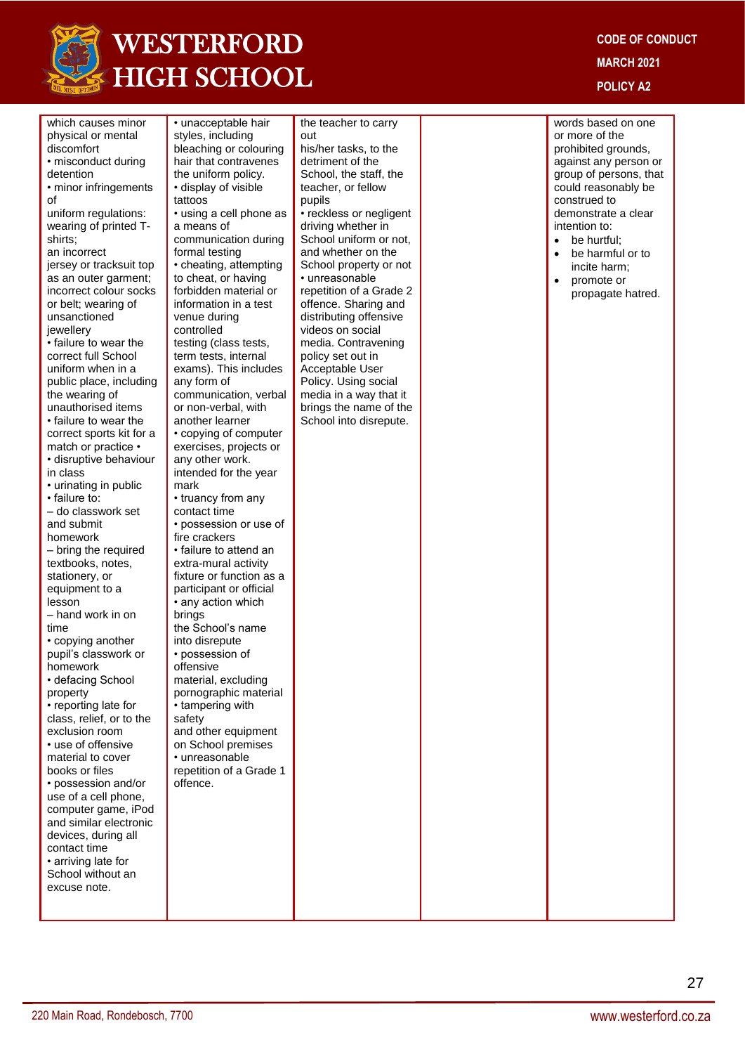| | | | | |
|---|---|---|---|---|
| which causes minor physical or mental discomfort<br>• misconduct during detention<br>• minor infringements of uniform regulations: wearing of printed T-shirts; an incorrect jersey or tracksuit top as an outer garment; incorrect colour socks or belt; wearing of unsanctioned jewellery<br>• failure to wear the correct full School uniform when in a public place, including the wearing of unauthorised items<br>• failure to wear the correct sports kit for a match or practice •<br>• disruptive behaviour in class<br>• urinating in public<br>• failure to:<br>– do classwork set and submit homework<br>– bring the required textbooks, notes, stationery, or equipment to a lesson<br>– hand work in on time<br>• copying another pupil's classwork or homework<br>• defacing School property<br>• reporting late for class, relief, or to the exclusion room<br>• use of offensive material to cover books or files<br>• possession and/or use of a cell phone, computer game, iPod and similar electronic devices, during all contact time<br>• arriving late for School without an excuse note. | • unacceptable hair styles, including bleaching or colouring hair that contravenes the uniform policy.<br>• display of visible tattoos<br>• using a cell phone as a means of communication during formal testing<br>• cheating, attempting to cheat, or having forbidden material or information in a test venue during controlled testing (class tests, term tests, internal exams). This includes any form of communication, verbal or non-verbal, with another learner<br>• copying of computer exercises, projects or any other work. intended for the year mark<br>• truancy from any contact time<br>• possession or use of fire crackers<br>• failure to attend an extra-mural activity fixture or function as a participant or official<br>• any action which brings the School's name into disrepute<br>• possession of offensive material, excluding pornographic material<br>• tampering with safety and other equipment on School premises<br>• unreasonable repetition of a Grade 1 offence. | the teacher to carry out his/her tasks, to the detriment of the School, the staff, the teacher, or fellow pupils<br>• reckless or negligent driving whether in School uniform or not, and whether on the School property or not<br>• unreasonable repetition of a Grade 2 offence. Sharing and distributing offensive videos on social media. Contravening policy set out in Acceptable User Policy. Using social media in a way that it brings the name of the School into disrepute. | | words based on one or more of the prohibited grounds, against any person or group of persons, that could reasonably be construed to demonstrate a clear intention to:<br>• be hurtful;<br>• be harmful or to incite harm;<br>• promote or propagate hatred. |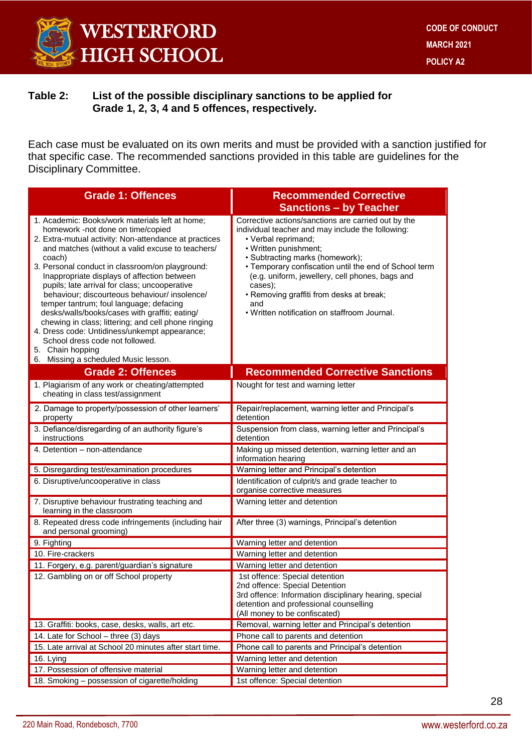**Table 2:** **List of the possible disciplinary sanctions to be applied for Grade 1, 2, 3, 4 and 5 offences, respectively.**

Each case must be evaluated on its own merits and must be provided with a sanction justified for that specific case. The recommended sanctions provided in this table are guidelines for the Disciplinary Committee.

| Grade 1: Offences | Recommended Corrective Sanctions – by Teacher |
|---|---|
| 1. Academic: Books/work materials left at home; homework -not done on time/copied<br>2. Extra-mutual activity: Non-attendance at practices and matches (without a valid excuse to teachers/ coach)<br>3. Personal conduct in classroom/on playground: Inappropriate displays of affection between pupils; late arrival for class; uncooperative behaviour; discourteous behaviour/ insolence/ temper tantrum; foul language; defacing desks/walls/books/cases with graffiti; eating/ chewing in class; littering; and cell phone ringing<br>4. Dress code: Untidiness/unkempt appearance; School dress code not followed.<br>5. Chain hopping<br>6. Missing a scheduled Music lesson. | Corrective actions/sanctions are carried out by the individual teacher and may include the following:<br>• Verbal reprimand;<br>• Written punishment;<br>• Subtracting marks (homework);<br>• Temporary confiscation until the end of School term (e.g. uniform, jewellery, cell phones, bags and cases);<br>• Removing graffiti from desks at break; and<br>• Written notification on staffroom Journal. |
| **Grade 2: Offences** | **Recommended Corrective Sanctions** |
| 1. Plagiarism of any work or cheating/attempted cheating in class test/assignment | Nought for test and warning letter |
| 2. Damage to property/possession of other learners' property | Repair/replacement, warning letter and Principal's detention |
| 3. Defiance/disregarding of an authority figure's instructions | Suspension from class, warning letter and Principal's detention |
| 4. Detention – non-attendance | Making up missed detention, warning letter and an information hearing |
| 5. Disregarding test/examination procedures | Warning letter and Principal's detention |
| 6. Disruptive/uncooperative in class | Identification of culprit/s and grade teacher to organise corrective measures |
| 7. Disruptive behaviour frustrating teaching and learning in the classroom | Warning letter and detention |
| 8. Repeated dress code infringements (including hair and personal grooming) | After three (3) warnings, Principal's detention |
| 9. Fighting | Warning letter and detention |
| 10. Fire-crackers | Warning letter and detention |
| 11. Forgery, e.g. parent/guardian's signature | Warning letter and detention |
| 12. Gambling on or off School property | 1st offence: Special detention<br>2nd offence: Special Detention<br>3rd offence: Information disciplinary hearing, special detention and professional counselling<br>(All money to be confiscated) |
| 13. Graffiti: books, case, desks, walls, art etc. | Removal, warning letter and Principal's detention |
| 14. Late for School – three (3) days | Phone call to parents and detention |
| 15. Late arrival at School 20 minutes after start time. | Phone call to parents and Principal's detention |
| 16. Lying | Warning letter and detention |
| 17. Possession of offensive material | Warning letter and detention |
| 18. Smoking – possession of cigarette/holding | 1st offence: Special detention |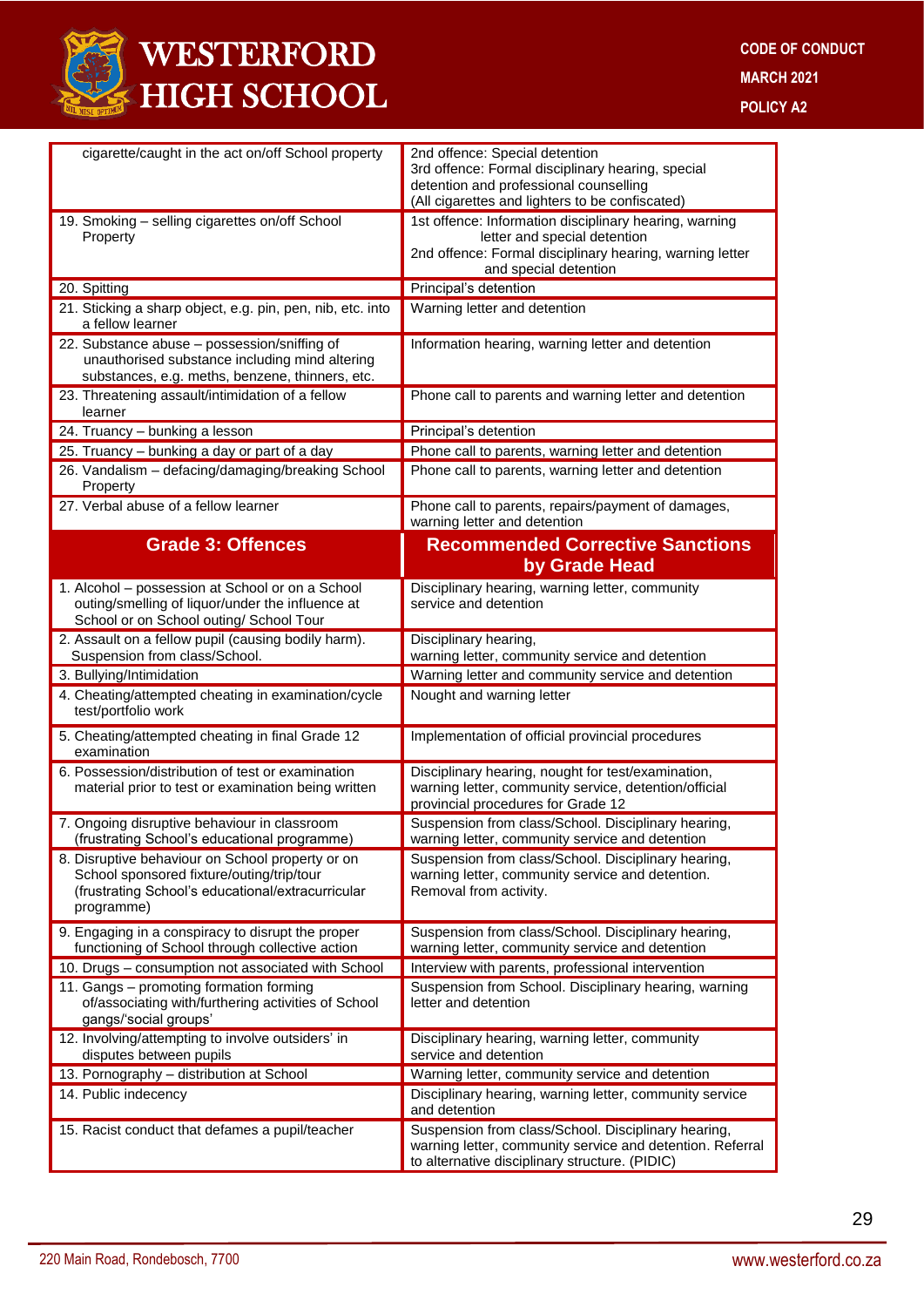| | |
|---|---|
| cigarette/caught in the act on/off School property | 2nd offence: Special detention<br>3rd offence: Formal disciplinary hearing, special detention and professional counselling<br>(All cigarettes and lighters to be confiscated) |
| 19. Smoking – selling cigarettes on/off School Property | 1st offence: Information disciplinary hearing, warning letter and special detention<br>2nd offence: Formal disciplinary hearing, warning letter and special detention |
| 20. Spitting | Principal's detention |
| 21. Sticking a sharp object, e.g. pin, pen, nib, etc. into a fellow learner | Warning letter and detention |
| 22. Substance abuse – possession/sniffing of unauthorised substance including mind altering substances, e.g. meths, benzene, thinners, etc. | Information hearing, warning letter and detention |
| 23. Threatening assault/intimidation of a fellow learner | Phone call to parents and warning letter and detention |
| 24. Truancy – bunking a lesson | Principal's detention |
| 25. Truancy – bunking a day or part of a day | Phone call to parents, warning letter and detention |
| 26. Vandalism – defacing/damaging/breaking School Property | Phone call to parents, warning letter and detention |
| 27. Verbal abuse of a fellow learner | Phone call to parents, repairs/payment of damages, warning letter and detention |

| Grade 3: Offences | Recommended Corrective Sanctions by Grade Head |
|---|---|
| 1. Alcohol – possession at School or on a School outing/smelling of liquor/under the influence at School or on School outing/ School Tour | Disciplinary hearing, warning letter, community service and detention |
| 2. Assault on a fellow pupil (causing bodily harm). Suspension from class/School. | Disciplinary hearing, warning letter, community service and detention |
| 3. Bullying/Intimidation | Warning letter and community service and detention |
| 4. Cheating/attempted cheating in examination/cycle test/portfolio work | Nought and warning letter |
| 5. Cheating/attempted cheating in final Grade 12 examination | Implementation of official provincial procedures |
| 6. Possession/distribution of test or examination material prior to test or examination being written | Disciplinary hearing, nought for test/examination, warning letter, community service, detention/official provincial procedures for Grade 12 |
| 7. Ongoing disruptive behaviour in classroom (frustrating School's educational programme) | Suspension from class/School. Disciplinary hearing, warning letter, community service and detention |
| 8. Disruptive behaviour on School property or on School sponsored fixture/outing/trip/tour (frustrating School's educational/extracurricular programme) | Suspension from class/School. Disciplinary hearing, warning letter, community service and detention. Removal from activity. |
| 9. Engaging in a conspiracy to disrupt the proper functioning of School through collective action | Suspension from class/School. Disciplinary hearing, warning letter, community service and detention |
| 10. Drugs – consumption not associated with School | Interview with parents, professional intervention |
| 11. Gangs – promoting formation forming of/associating with/furthering activities of School gangs/'social groups' | Suspension from School. Disciplinary hearing, warning letter and detention |
| 12. Involving/attempting to involve outsiders' in disputes between pupils | Disciplinary hearing, warning letter, community service and detention |
| 13. Pornography – distribution at School | Warning letter, community service and detention |
| 14. Public indecency | Disciplinary hearing, warning letter, community service and detention |
| 15. Racist conduct that defames a pupil/teacher | Suspension from class/School. Disciplinary hearing, warning letter, community service and detention. Referral to alternative disciplinary structure. (PIDIC) |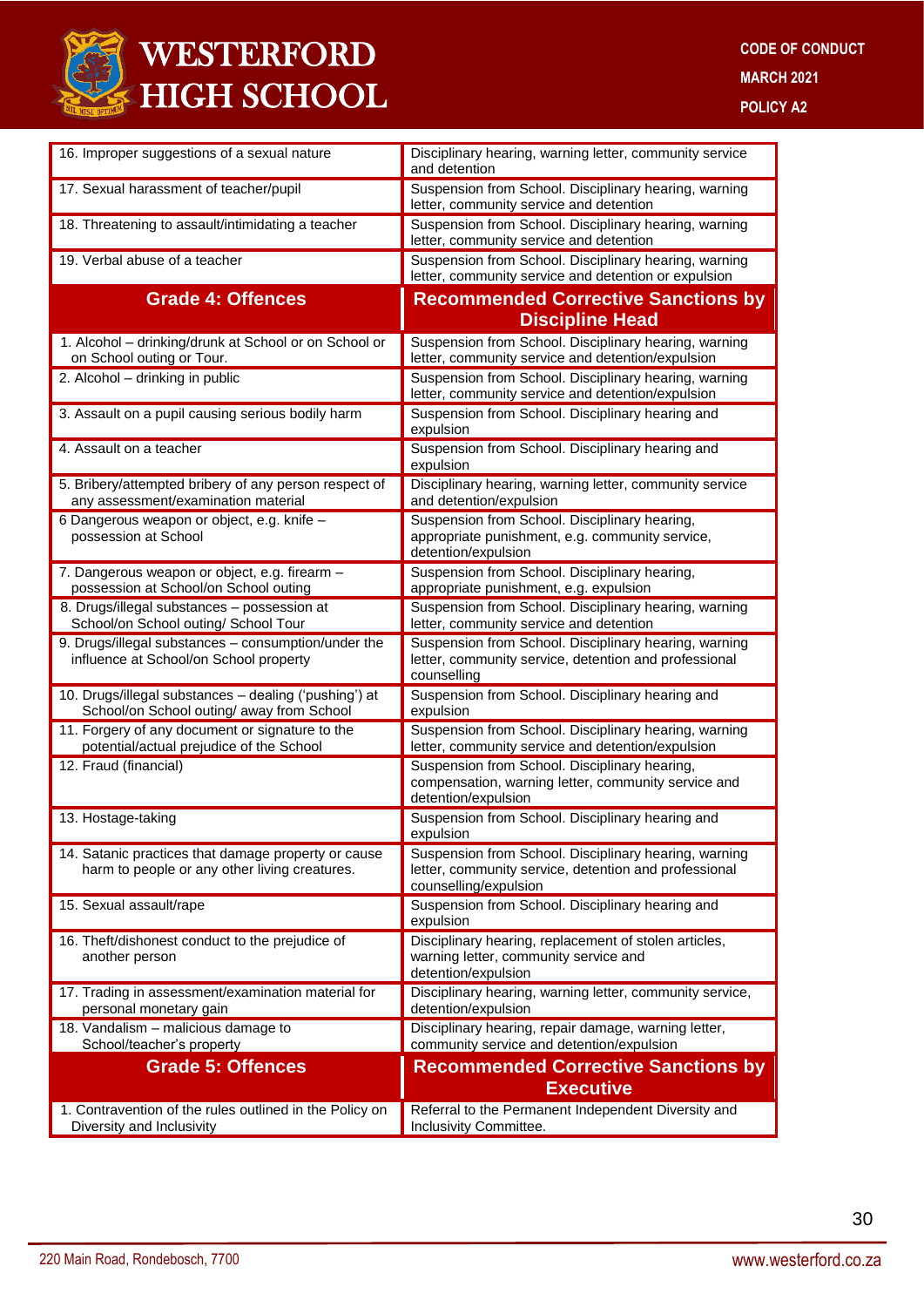| | |
|---|---|
| 16. Improper suggestions of a sexual nature | Disciplinary hearing, warning letter, community service and detention |
| 17. Sexual harassment of teacher/pupil | Suspension from School. Disciplinary hearing, warning letter, community service and detention |
| 18. Threatening to assault/intimidating a teacher | Suspension from School. Disciplinary hearing, warning letter, community service and detention |
| 19. Verbal abuse of a teacher | Suspension from School. Disciplinary hearing, warning letter, community service and detention or expulsion |
| **Grade 4: Offences** | **Recommended Corrective Sanctions by Discipline Head** |
| 1. Alcohol – drinking/drunk at School or on School or on School outing or Tour. | Suspension from School. Disciplinary hearing, warning letter, community service and detention/expulsion |
| 2. Alcohol – drinking in public | Suspension from School. Disciplinary hearing, warning letter, community service and detention/expulsion |
| 3. Assault on a pupil causing serious bodily harm | Suspension from School. Disciplinary hearing and expulsion |
| 4. Assault on a teacher | Suspension from School. Disciplinary hearing and expulsion |
| 5. Bribery/attempted bribery of any person respect of any assessment/examination material | Disciplinary hearing, warning letter, community service and detention/expulsion |
| 6 Dangerous weapon or object, e.g. knife – possession at School | Suspension from School. Disciplinary hearing, appropriate punishment, e.g. community service, detention/expulsion |
| 7. Dangerous weapon or object, e.g. firearm – possession at School/on School outing | Suspension from School. Disciplinary hearing, appropriate punishment, e.g. expulsion |
| 8. Drugs/illegal substances – possession at School/on School outing/ School Tour | Suspension from School. Disciplinary hearing, warning letter, community service and detention |
| 9. Drugs/illegal substances – consumption/under the influence at School/on School property | Suspension from School. Disciplinary hearing, warning letter, community service, detention and professional counselling |
| 10. Drugs/illegal substances – dealing ('pushing') at School/on School outing/ away from School | Suspension from School. Disciplinary hearing and expulsion |
| 11. Forgery of any document or signature to the potential/actual prejudice of the School | Suspension from School. Disciplinary hearing, warning letter, community service and detention/expulsion |
| 12. Fraud (financial) | Suspension from School. Disciplinary hearing, compensation, warning letter, community service and detention/expulsion |
| 13. Hostage-taking | Suspension from School. Disciplinary hearing and expulsion |
| 14. Satanic practices that damage property or cause harm to people or any other living creatures. | Suspension from School. Disciplinary hearing, warning letter, community service, detention and professional counselling/expulsion |
| 15. Sexual assault/rape | Suspension from School. Disciplinary hearing and expulsion |
| 16. Theft/dishonest conduct to the prejudice of another person | Disciplinary hearing, replacement of stolen articles, warning letter, community service and detention/expulsion |
| 17. Trading in assessment/examination material for personal monetary gain | Disciplinary hearing, warning letter, community service, detention/expulsion |
| 18. Vandalism – malicious damage to School/teacher's property | Disciplinary hearing, repair damage, warning letter, community service and detention/expulsion |
| **Grade 5: Offences** | **Recommended Corrective Sanctions by Executive** |
| 1. Contravention of the rules outlined in the Policy on Diversity and Inclusivity | Referral to the Permanent Independent Diversity and Inclusivity Committee. |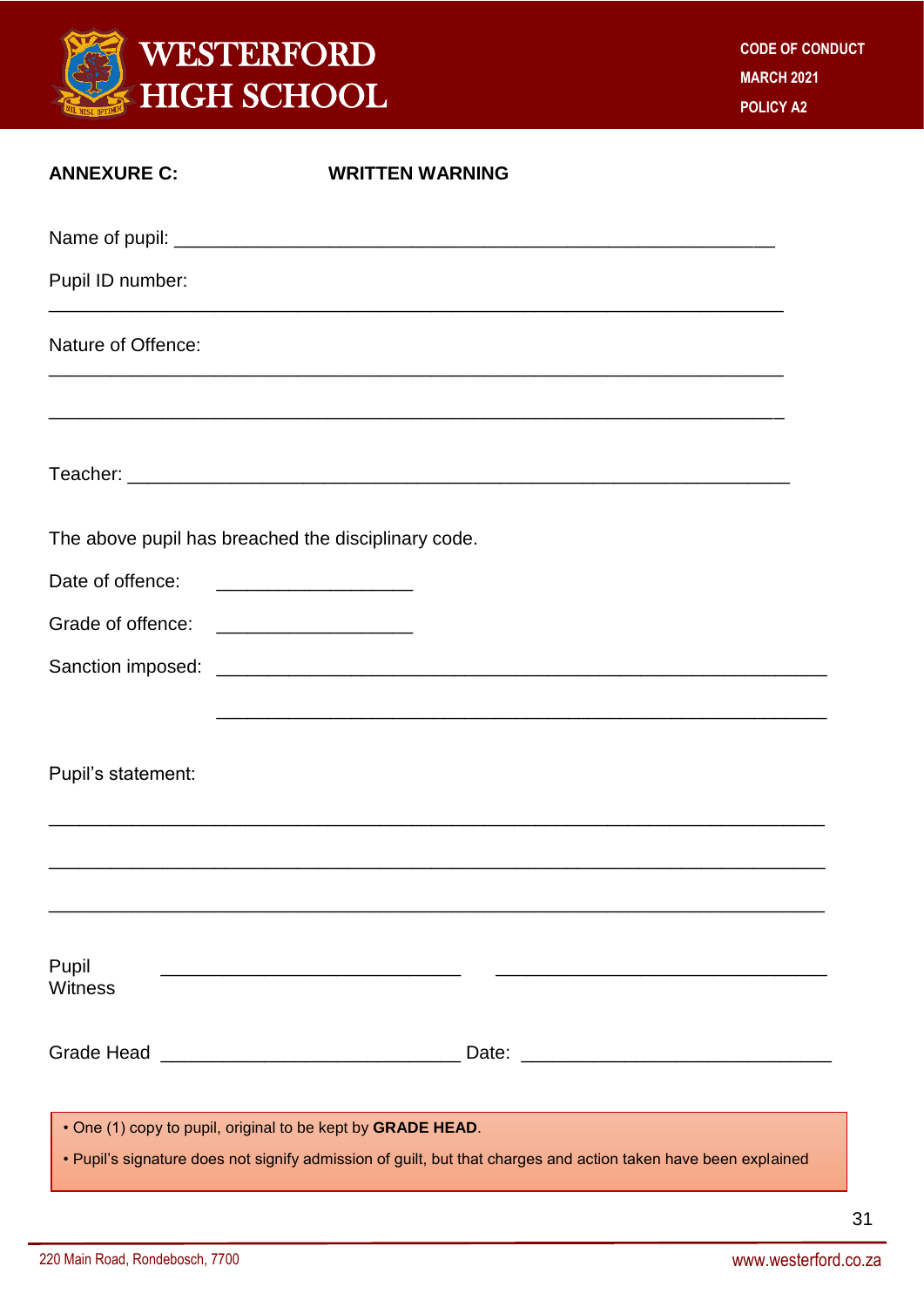## ANNEXURE C: WRITTEN WARNING

Name of pupil: ___________________________________________________________

Pupil ID number:

_____________________________________________________________________________

Nature of Offence:

_____________________________________________________________________________

_____________________________________________________________________________

Teacher: ______________________________________________________________

The above pupil has breached the disciplinary code.

Date of offence: ____________________

Grade of offence: ____________________

Sanction imposed: ______________________________________________________________

______________________________________________________________

Pupil's statement:

_____________________________________________________________________________

_____________________________________________________________________________

_____________________________________________________________________________

Pupil ______________________________ ________________________________

Witness

Grade Head ______________________________ Date: ______________________________

- One (1) copy to pupil, original to be kept by **GRADE HEAD**.
- Pupil's signature does not signify admission of guilt, but that charges and action taken have been explained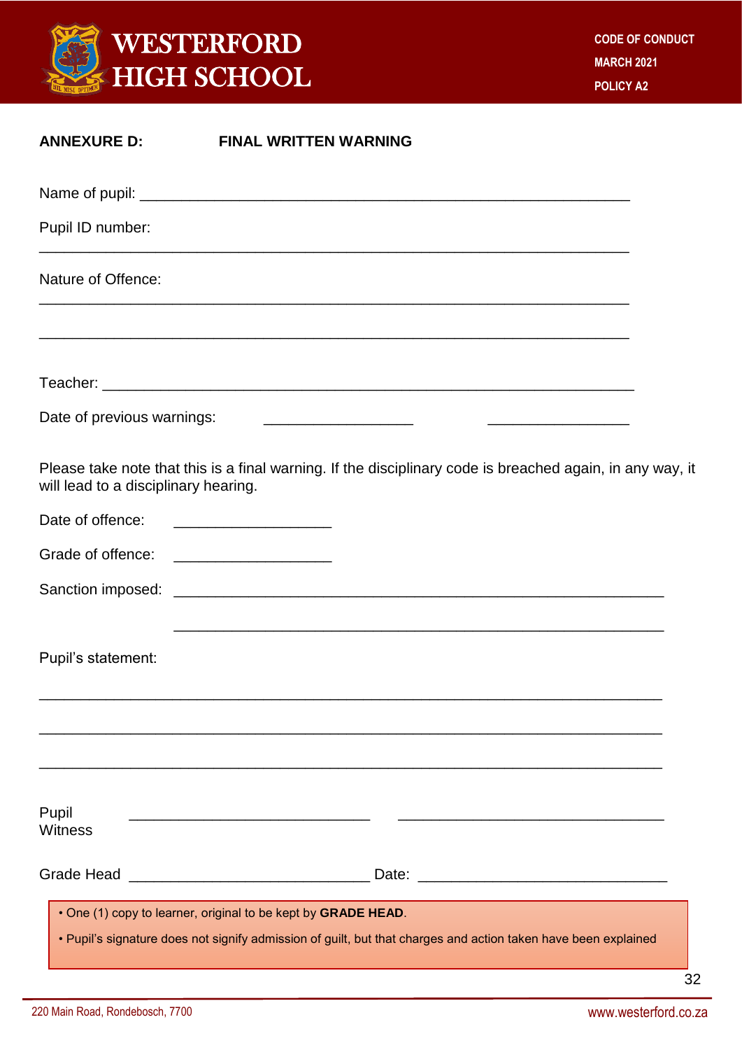## ANNEXURE D: FINAL WRITTEN WARNING

Name of pupil: ____________________________________________________________

Pupil ID number:

_________________________________________________________________________

Nature of Offence:

_________________________________________________________________________

_________________________________________________________________________

Teacher: __________________________________________________________________

Date of previous warnings: __________________ __________________

Please take note that this is a final warning. If the disciplinary code is breached again, in any way, it will lead to a disciplinary hearing.

Date of offence: ___________________

Grade of offence: ___________________

Sanction imposed: ____________________________________________________________

____________________________________________________________

Pupil's statement:

_________________________________________________________________________

_________________________________________________________________________

_________________________________________________________________________

Pupil ______________________________ ________________________________
Witness

Grade Head ____________________________ Date: ______________________________

- One (1) copy to learner, original to be kept by **GRADE HEAD**.
- Pupil's signature does not signify admission of guilt, but that charges and action taken have been explained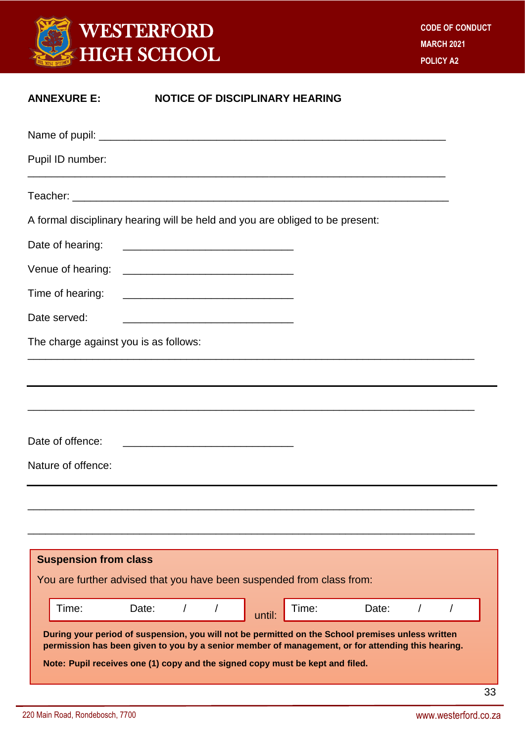## ANNEXURE E: NOTICE OF DISCIPLINARY HEARING

Name of pupil: ____________________________________________________________

Pupil ID number: __________________________________________________________

Teacher: _________________________________________________________________

A formal disciplinary hearing will be held and you are obliged to be present:

Date of hearing: ______________________________

Venue of hearing: ______________________________

Time of hearing: ______________________________

Date served: ______________________________

The charge against you is as follows:

______________________________________________________________________________

______________________________________________________________________________

______________________________________________________________________________

Date of offence: ______________________________

Nature of offence:

______________________________________________________________________________

______________________________________________________________________________

______________________________________________________________________________

**Suspension from class**

You are further advised that you have been suspended from class from:

| Time: | Date: / / | until: | Time: | Date: / / |
|---|---|---|---|---|

**During your period of suspension, you will not be permitted on the School premises unless written permission has been given to you by a senior member of management, or for attending this hearing.**

**Note: Pupil receives one (1) copy and the signed copy must be kept and filed.**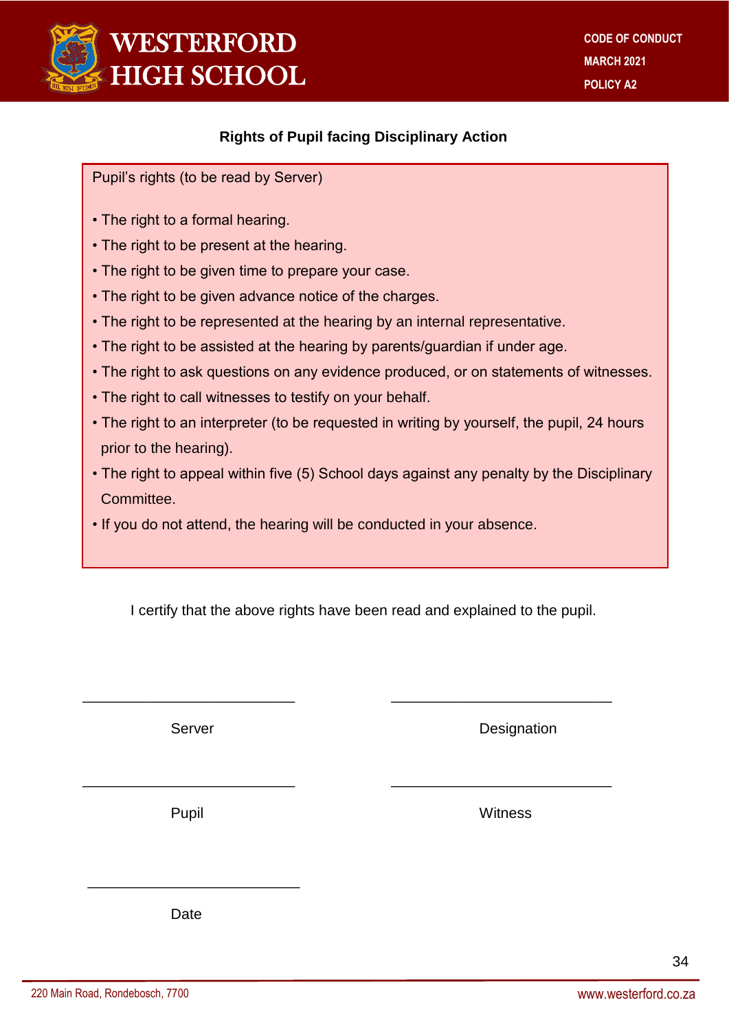## Rights of Pupil facing Disciplinary Action

Pupil's rights (to be read by Server)

- The right to a formal hearing.
- The right to be present at the hearing.
- The right to be given time to prepare your case.
- The right to be given advance notice of the charges.
- The right to be represented at the hearing by an internal representative.
- The right to be assisted at the hearing by parents/guardian if under age.
- The right to ask questions on any evidence produced, or on statements of witnesses.
- The right to call witnesses to testify on your behalf.
- The right to an interpreter (to be requested in writing by yourself, the pupil, 24 hours prior to the hearing).
- The right to appeal within five (5) School days against any penalty by the Disciplinary Committee.
- If you do not attend, the hearing will be conducted in your absence.

I certify that the above rights have been read and explained to the pupil.

\_\_\_\_\_\_\_\_\_\_\_\_\_\_\_\_\_\_\_\_\_\_\_\_\_\_ Server

\_\_\_\_\_\_\_\_\_\_\_\_\_\_\_\_\_\_\_\_\_\_\_\_\_\_ Designation

\_\_\_\_\_\_\_\_\_\_\_\_\_\_\_\_\_\_\_\_\_\_\_\_\_\_ Pupil

\_\_\_\_\_\_\_\_\_\_\_\_\_\_\_\_\_\_\_\_\_\_\_\_\_\_ Witness

\_\_\_\_\_\_\_\_\_\_\_\_\_\_\_\_\_\_\_\_\_\_\_\_\_\_ Date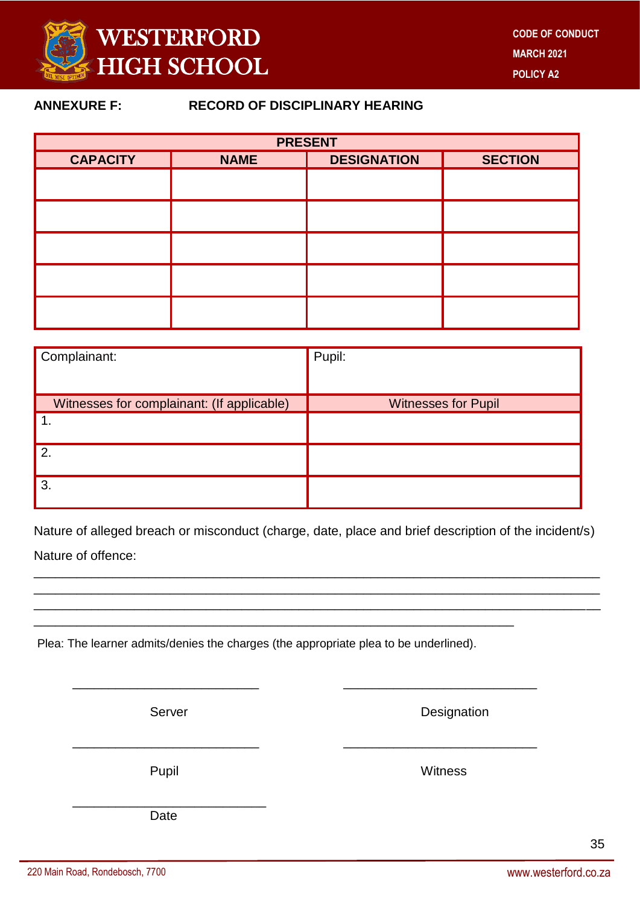**ANNEXURE F: RECORD OF DISCIPLINARY HEARING**

| PRESENT | | | |
|---|---|---|---|
| **CAPACITY** | **NAME** | **DESIGNATION** | **SECTION** |
| | | | |
| | | | |
| | | | |
| | | | |
| | | | |

| Complainant: | Pupil: |
|---|---|
| Witnesses for complainant: (If applicable) | Witnesses for Pupil |
| 1. | |
| 2. | |
| 3. | |

Nature of alleged breach or misconduct (charge, date, place and brief description of the incident/s)

Nature of offence:

_______________________________________________________________________________
_______________________________________________________________________________
_______________________________________________________________________________
_____________________________________________________________________

Plea: The learner admits/denies the charges (the appropriate plea to be underlined).

_________________________ _________________________

Server Designation

_________________________ _________________________

Pupil Witness

_________________________

Date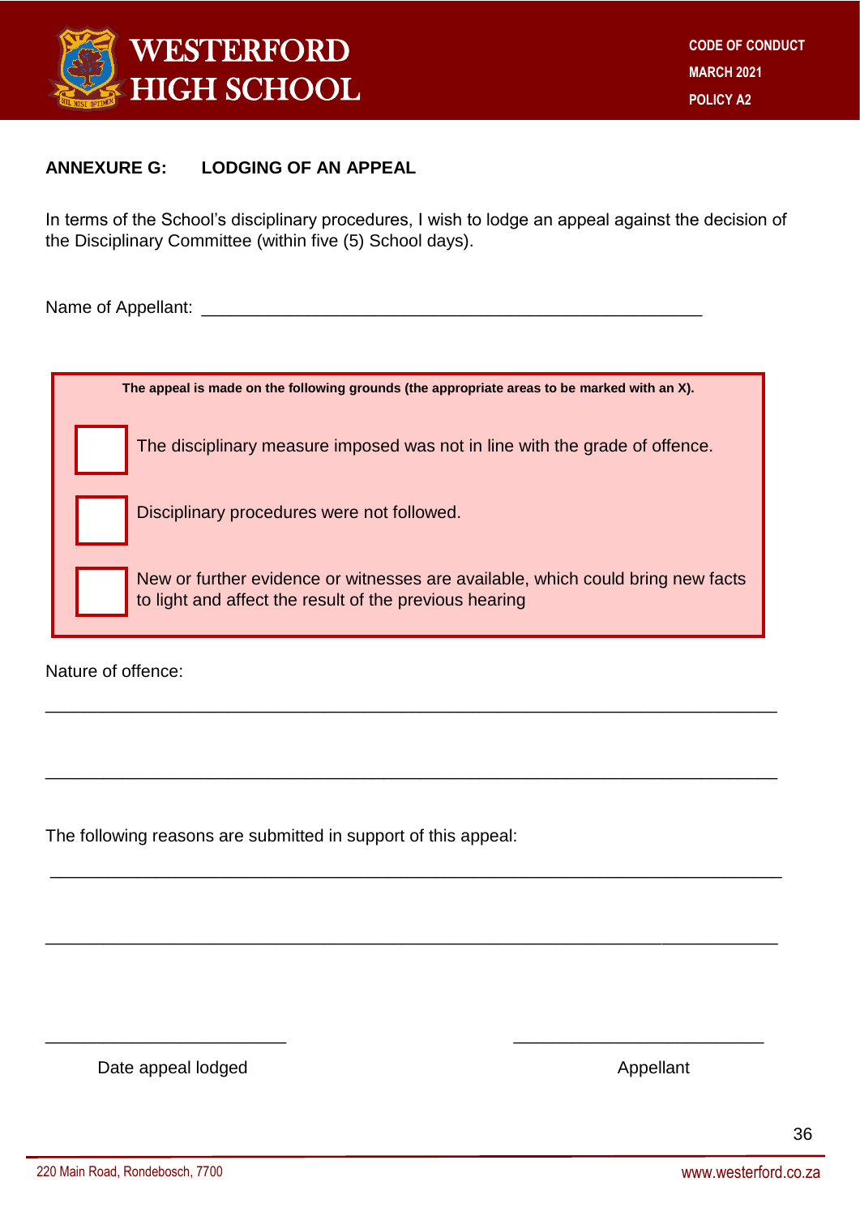## ANNEXURE G: LODGING OF AN APPEAL

In terms of the School's disciplinary procedures, I wish to lodge an appeal against the decision of the Disciplinary Committee (within five (5) School days).

Name of Appellant: ______________________________________________________

**The appeal is made on the following grounds (the appropriate areas to be marked with an X).**

- [ ] The disciplinary measure imposed was not in line with the grade of offence.
- [ ] Disciplinary procedures were not followed.
- [ ] New or further evidence or witnesses are available, which could bring new facts to light and affect the result of the previous hearing

Nature of offence:

______________________________________________________________________________

______________________________________________________________________________

The following reasons are submitted in support of this appeal:

______________________________________________________________________________

______________________________________________________________________________

_________________________ _________________________

Date appeal lodged Appellant